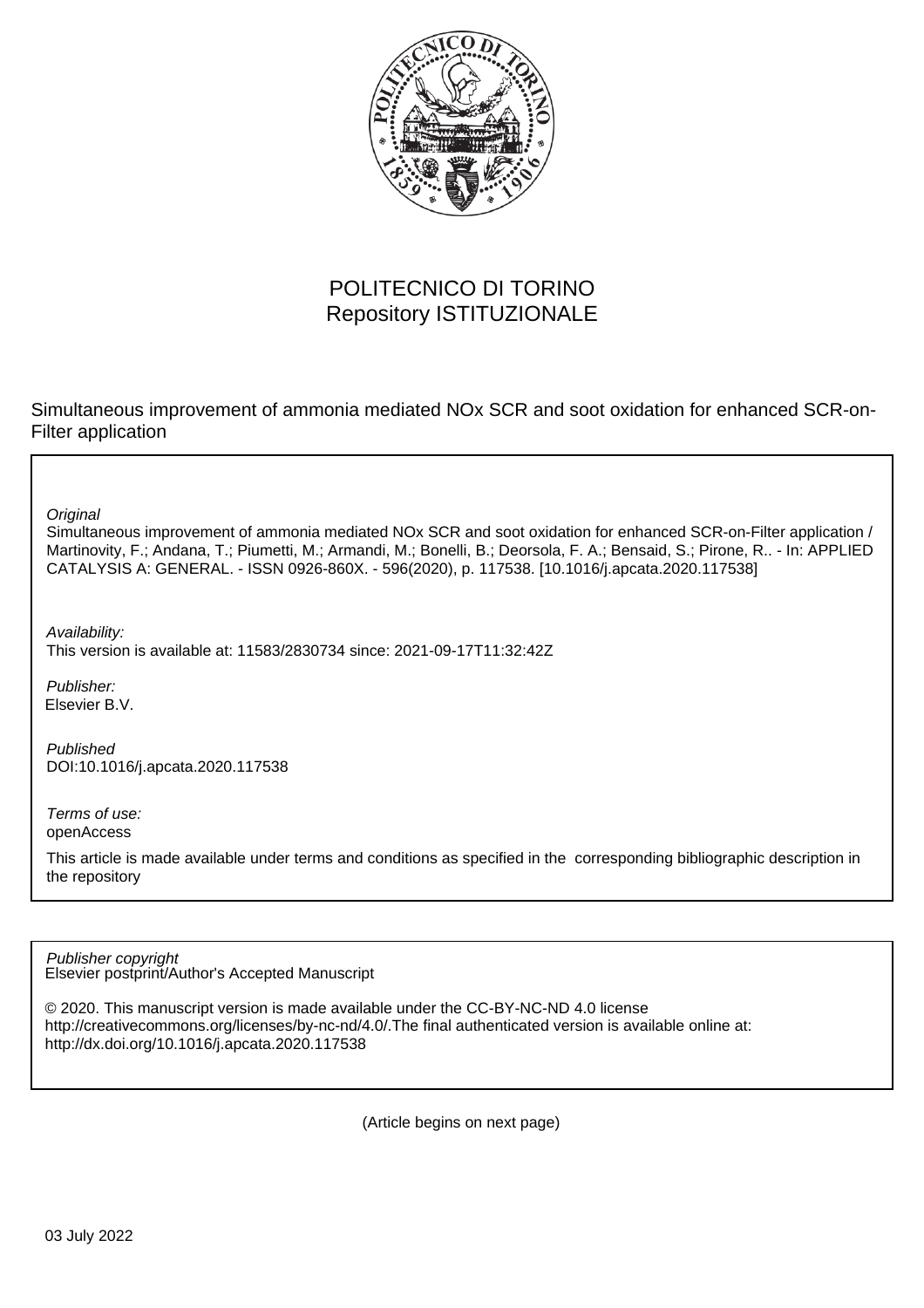POLITECNICO DI TORINO
Repository ISTITUZIONALE

Simultaneous improvement of ammonia mediated NOx SCR and soot oxidation for enhanced SCR-on-Filter application

*Original*
Simultaneous improvement of ammonia mediated NOx SCR and soot oxidation for enhanced SCR-on-Filter application / Martinovity, F.; Andana, T.; Piumetti, M.; Armandi, M.; Bonelli, B.; Deorsola, F. A.; Bensaid, S.; Pirone, R.. - In: APPLIED CATALYSIS A: GENERAL. - ISSN 0926-860X. - 596(2020), p. 117538. [10.1016/j.apcata.2020.117538]

*Availability:*
This version is available at: 11583/2830734 since: 2021-09-17T11:32:42Z

*Publisher:*
Elsevier B.V.

*Published*
DOI:10.1016/j.apcata.2020.117538

*Terms of use:*
openAccess

This article is made available under terms and conditions as specified in the corresponding bibliographic description in the repository

*Publisher copyright*
Elsevier postprint/Author's Accepted Manuscript

© 2020. This manuscript version is made available under the CC-BY-NC-ND 4.0 license http://creativecommons.org/licenses/by-nc-nd/4.0/.The final authenticated version is available online at: http://dx.doi.org/10.1016/j.apcata.2020.117538

(Article begins on next page)

03 July 2022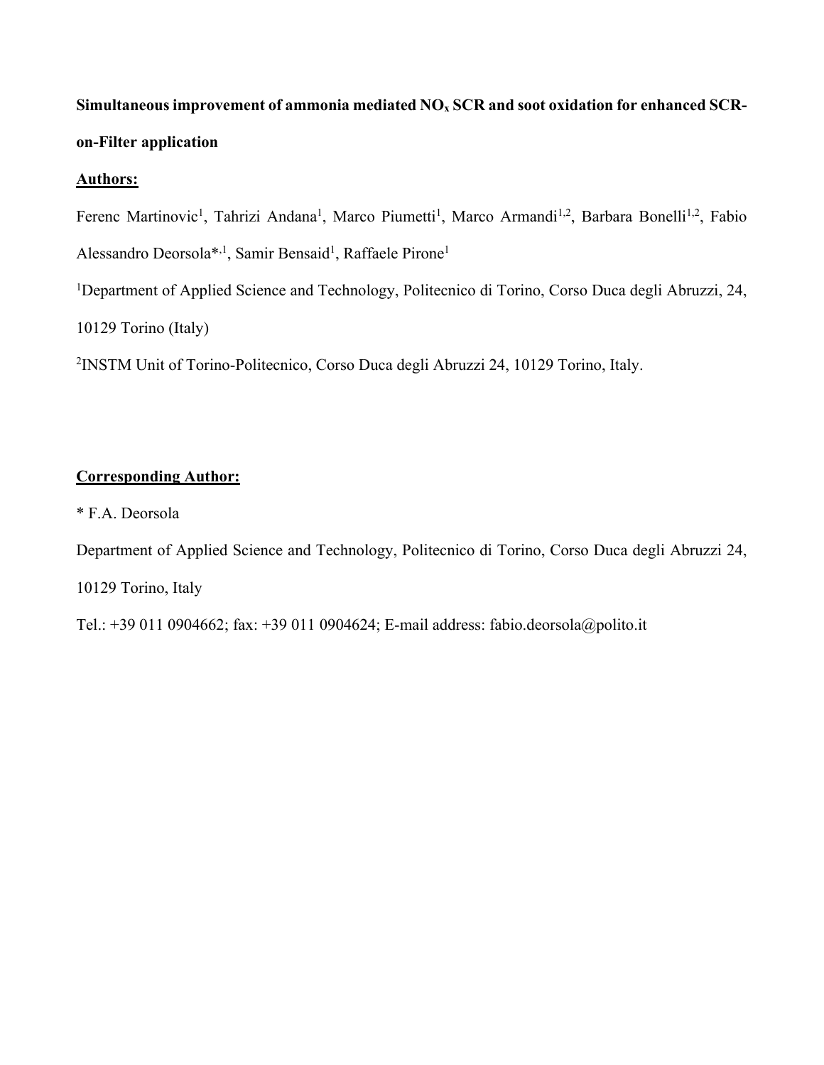**Simultaneous improvement of ammonia mediated $NO_x$ SCR and soot oxidation for enhanced SCR-on-Filter application**

**Authors:**

Ferenc Martinovic[1], Tahrizi Andana[1], Marco Piumetti[1], Marco Armandi[1,2], Barbara Bonelli[1,2], Fabio Alessandro Deorsola*[,1], Samir Bensaid[1], Raffaele Pirone[1]

[1]Department of Applied Science and Technology, Politecnico di Torino, Corso Duca degli Abruzzi, 24, 10129 Torino (Italy)

[2]INSTM Unit of Torino-Politecnico, Corso Duca degli Abruzzi 24, 10129 Torino, Italy.

**Corresponding Author:**

* F.A. Deorsola

Department of Applied Science and Technology, Politecnico di Torino, Corso Duca degli Abruzzi 24, 10129 Torino, Italy

Tel.: +39 011 0904662; fax: +39 011 0904624; E-mail address: fabio.deorsola@polito.it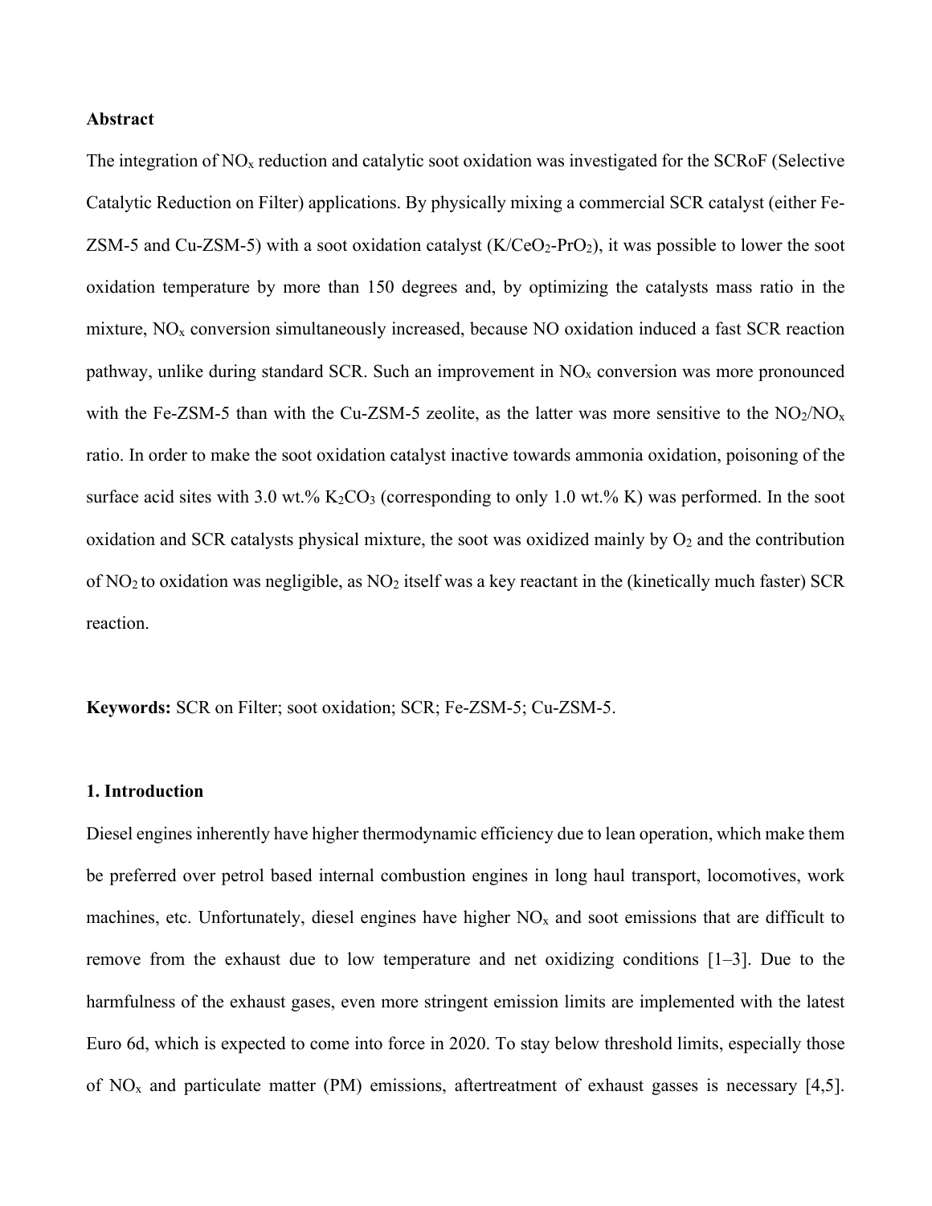**Abstract**

The integration of $NO_x$ reduction and catalytic soot oxidation was investigated for the SCRoF (Selective Catalytic Reduction on Filter) applications. By physically mixing a commercial SCR catalyst (either Fe-ZSM-5 and Cu-ZSM-5) with a soot oxidation catalyst (K/$CeO_2$-$PrO_2$), it was possible to lower the soot oxidation temperature by more than 150 degrees and, by optimizing the catalysts mass ratio in the mixture, $NO_x$ conversion simultaneously increased, because NO oxidation induced a fast SCR reaction pathway, unlike during standard SCR. Such an improvement in $NO_x$ conversion was more pronounced with the Fe-ZSM-5 than with the Cu-ZSM-5 zeolite, as the latter was more sensitive to the $NO_2$/$NO_x$ ratio. In order to make the soot oxidation catalyst inactive towards ammonia oxidation, poisoning of the surface acid sites with 3.0 wt.% $K_2CO_3$ (corresponding to only 1.0 wt.% K) was performed. In the soot oxidation and SCR catalysts physical mixture, the soot was oxidized mainly by $O_2$ and the contribution of $NO_2$ to oxidation was negligible, as $NO_2$ itself was a key reactant in the (kinetically much faster) SCR reaction.

**Keywords:** SCR on Filter; soot oxidation; SCR; Fe-ZSM-5; Cu-ZSM-5.

## 1. Introduction

Diesel engines inherently have higher thermodynamic efficiency due to lean operation, which make them be preferred over petrol based internal combustion engines in long haul transport, locomotives, work machines, etc. Unfortunately, diesel engines have higher $NO_x$ and soot emissions that are difficult to remove from the exhaust due to low temperature and net oxidizing conditions [1–3]. Due to the harmfulness of the exhaust gases, even more stringent emission limits are implemented with the latest Euro 6d, which is expected to come into force in 2020. To stay below threshold limits, especially those of $NO_x$ and particulate matter (PM) emissions, aftertreatment of exhaust gasses is necessary [4,5].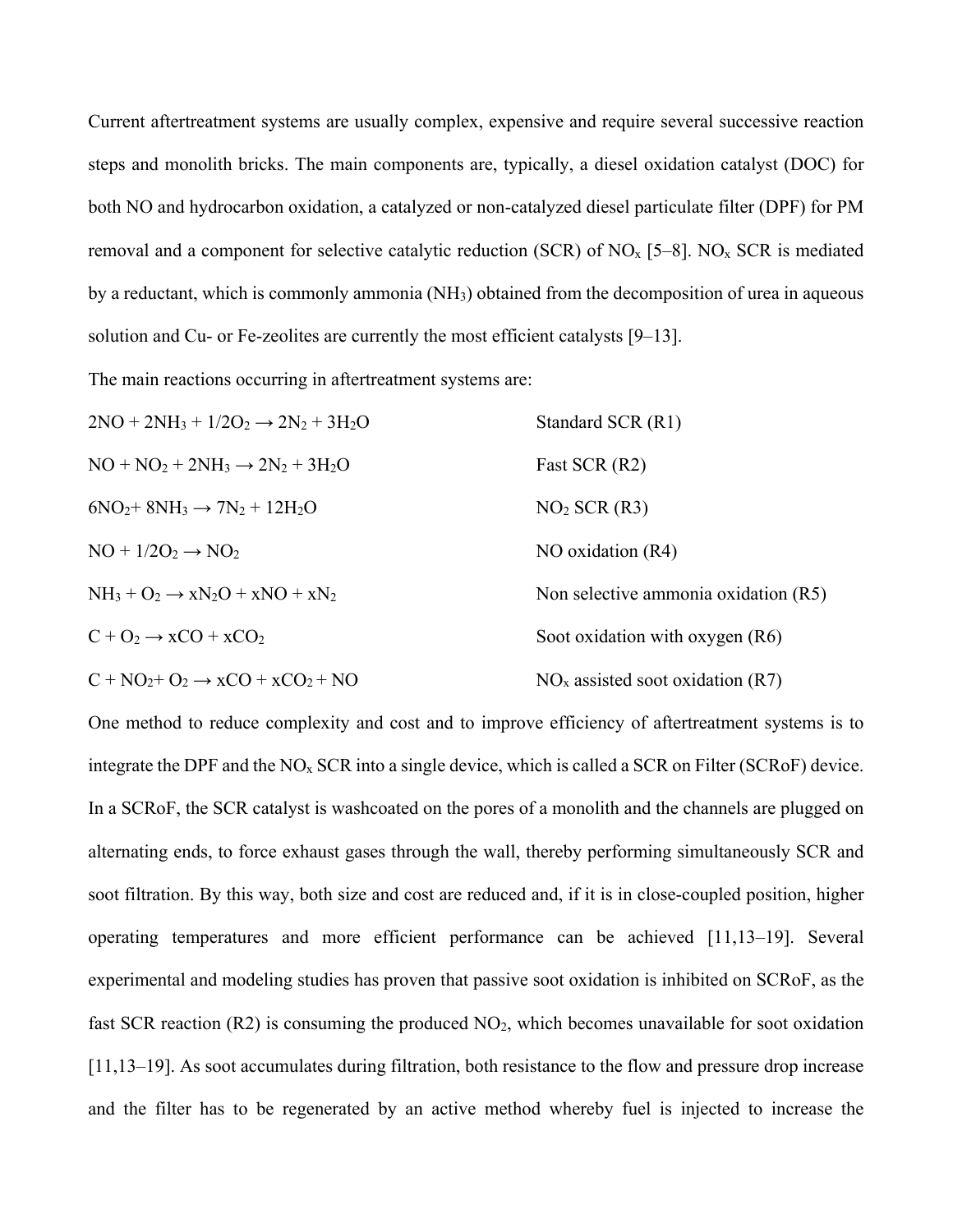Current aftertreatment systems are usually complex, expensive and require several successive reaction steps and monolith bricks. The main components are, typically, a diesel oxidation catalyst (DOC) for both NO and hydrocarbon oxidation, a catalyzed or non-catalyzed diesel particulate filter (DPF) for PM removal and a component for selective catalytic reduction (SCR) of $NO_x$ [5–8]. $NO_x$ SCR is mediated by a reductant, which is commonly ammonia ($NH_3$) obtained from the decomposition of urea in aqueous solution and Cu- or Fe-zeolites are currently the most efficient catalysts [9–13].

The main reactions occurring in aftertreatment systems are:

$2NO + 2NH_3 + 1/2O_2 \rightarrow 2N_2 + 3H_2O$ Standard SCR (R1)

$NO + NO_2 + 2NH_3 \rightarrow 2N_2 + 3H_2O$ Fast SCR (R2)

$6NO_2 + 8NH_3 \rightarrow 7N_2 + 12H_2O$ $NO_2$ SCR (R3)

$NO + 1/2O_2 \rightarrow NO_2$ NO oxidation (R4)

$NH_3 + O_2 \rightarrow xN_2O + xNO + xN_2$ Non selective ammonia oxidation (R5)

$C + O_2 \rightarrow xCO + xCO_2$ Soot oxidation with oxygen (R6)

$C + NO_2 + O_2 \rightarrow xCO + xCO_2 + NO$ $NO_x$ assisted soot oxidation (R7)

One method to reduce complexity and cost and to improve efficiency of aftertreatment systems is to integrate the DPF and the $NO_x$ SCR into a single device, which is called a SCR on Filter (SCRoF) device. In a SCRoF, the SCR catalyst is washcoated on the pores of a monolith and the channels are plugged on alternating ends, to force exhaust gases through the wall, thereby performing simultaneously SCR and soot filtration. By this way, both size and cost are reduced and, if it is in close-coupled position, higher operating temperatures and more efficient performance can be achieved [11,13–19]. Several experimental and modeling studies has proven that passive soot oxidation is inhibited on SCRoF, as the fast SCR reaction (R2) is consuming the produced $NO_2$, which becomes unavailable for soot oxidation [11,13–19]. As soot accumulates during filtration, both resistance to the flow and pressure drop increase and the filter has to be regenerated by an active method whereby fuel is injected to increase the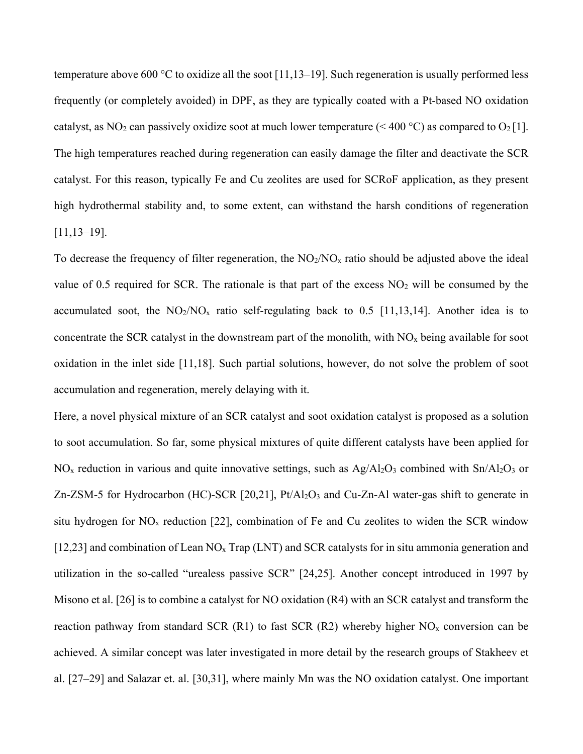temperature above 600 °C to oxidize all the soot [11,13–19]. Such regeneration is usually performed less frequently (or completely avoided) in DPF, as they are typically coated with a Pt-based NO oxidation catalyst, as $NO_2$ can passively oxidize soot at much lower temperature (< 400 °C) as compared to $O_2$ [1]. The high temperatures reached during regeneration can easily damage the filter and deactivate the SCR catalyst. For this reason, typically Fe and Cu zeolites are used for SCRoF application, as they present high hydrothermal stability and, to some extent, can withstand the harsh conditions of regeneration [11,13–19].

To decrease the frequency of filter regeneration, the $NO_2/NO_x$ ratio should be adjusted above the ideal value of 0.5 required for SCR. The rationale is that part of the excess $NO_2$ will be consumed by the accumulated soot, the $NO_2/NO_x$ ratio self-regulating back to 0.5 [11,13,14]. Another idea is to concentrate the SCR catalyst in the downstream part of the monolith, with $NO_x$ being available for soot oxidation in the inlet side [11,18]. Such partial solutions, however, do not solve the problem of soot accumulation and regeneration, merely delaying with it.

Here, a novel physical mixture of an SCR catalyst and soot oxidation catalyst is proposed as a solution to soot accumulation. So far, some physical mixtures of quite different catalysts have been applied for $NO_x$ reduction in various and quite innovative settings, such as $Ag/Al_2O_3$ combined with $Sn/Al_2O_3$ or Zn-ZSM-5 for Hydrocarbon (HC)-SCR [20,21], $Pt/Al_2O_3$ and Cu-Zn-Al water-gas shift to generate in situ hydrogen for $NO_x$ reduction [22], combination of Fe and Cu zeolites to widen the SCR window [12,23] and combination of Lean $NO_x$ Trap (LNT) and SCR catalysts for in situ ammonia generation and utilization in the so-called "urealess passive SCR" [24,25]. Another concept introduced in 1997 by Misono et al. [26] is to combine a catalyst for NO oxidation (R4) with an SCR catalyst and transform the reaction pathway from standard SCR (R1) to fast SCR (R2) whereby higher $NO_x$ conversion can be achieved. A similar concept was later investigated in more detail by the research groups of Stakheev et al. [27–29] and Salazar et. al. [30,31], where mainly Mn was the NO oxidation catalyst. One important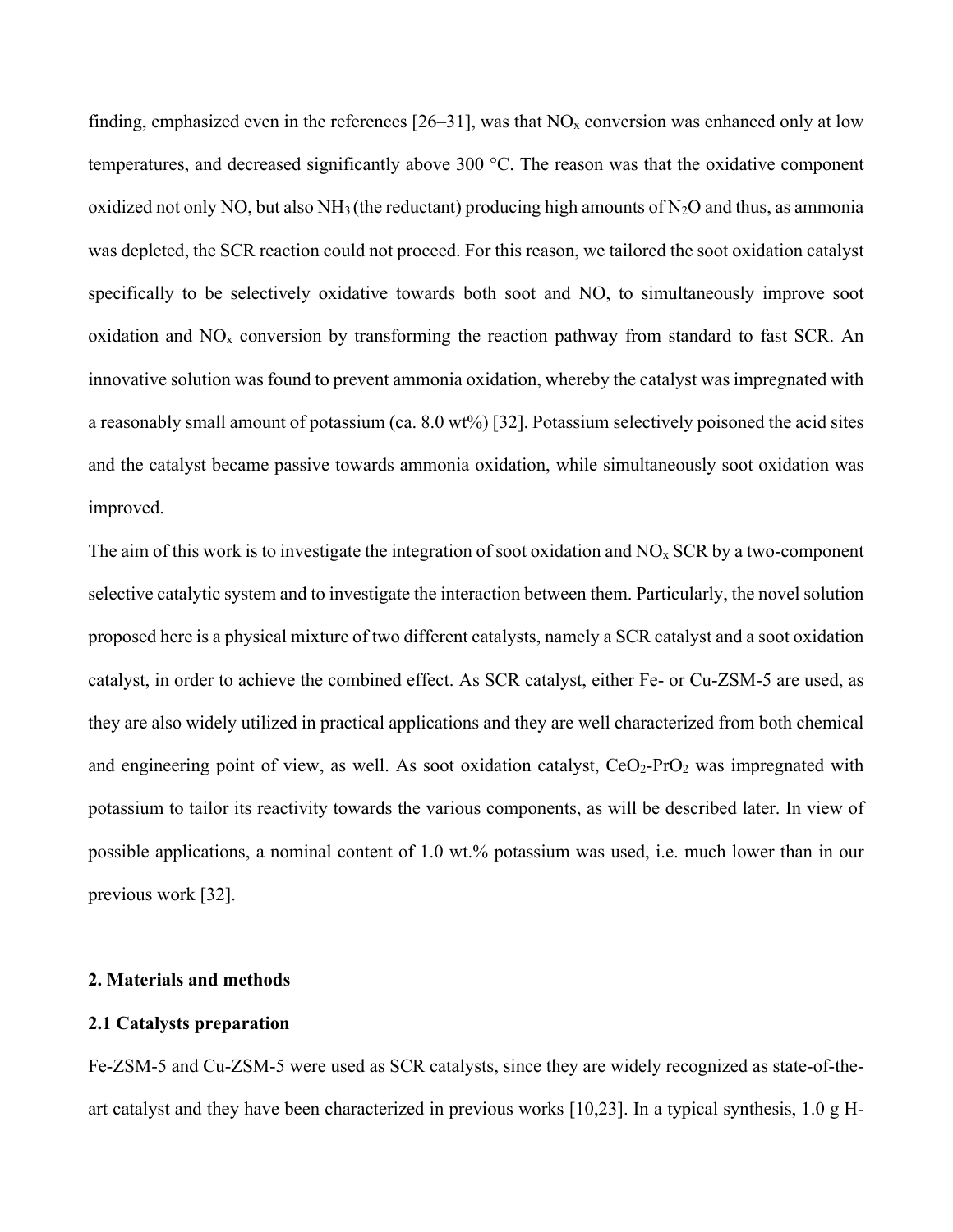finding, emphasized even in the references [26–31], was that $NO_x$ conversion was enhanced only at low temperatures, and decreased significantly above 300 °C. The reason was that the oxidative component oxidized not only NO, but also $NH_3$ (the reductant) producing high amounts of $N_2O$ and thus, as ammonia was depleted, the SCR reaction could not proceed. For this reason, we tailored the soot oxidation catalyst specifically to be selectively oxidative towards both soot and NO, to simultaneously improve soot oxidation and $NO_x$ conversion by transforming the reaction pathway from standard to fast SCR. An innovative solution was found to prevent ammonia oxidation, whereby the catalyst was impregnated with a reasonably small amount of potassium (ca. 8.0 wt%) [32]. Potassium selectively poisoned the acid sites and the catalyst became passive towards ammonia oxidation, while simultaneously soot oxidation was improved.

The aim of this work is to investigate the integration of soot oxidation and $NO_x$ SCR by a two-component selective catalytic system and to investigate the interaction between them. Particularly, the novel solution proposed here is a physical mixture of two different catalysts, namely a SCR catalyst and a soot oxidation catalyst, in order to achieve the combined effect. As SCR catalyst, either Fe- or Cu-ZSM-5 are used, as they are also widely utilized in practical applications and they are well characterized from both chemical and engineering point of view, as well. As soot oxidation catalyst, $CeO_2$-$PrO_2$ was impregnated with potassium to tailor its reactivity towards the various components, as will be described later. In view of possible applications, a nominal content of 1.0 wt.% potassium was used, i.e. much lower than in our previous work [32].

## 2. Materials and methods

### 2.1 Catalysts preparation

Fe-ZSM-5 and Cu-ZSM-5 were used as SCR catalysts, since they are widely recognized as state-of-the-art catalyst and they have been characterized in previous works [10,23]. In a typical synthesis, 1.0 g H-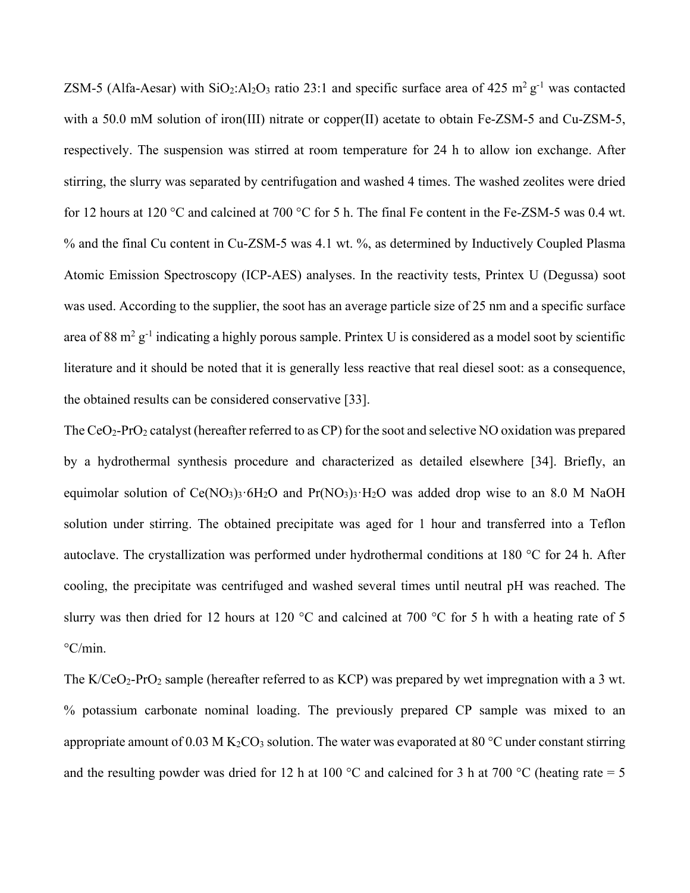ZSM-5 (Alfa-Aesar) with $SiO_2$:$Al_2O_3$ ratio 23:1 and specific surface area of 425 $m^2$ $g^{-1}$ was contacted with a 50.0 mM solution of iron(III) nitrate or copper(II) acetate to obtain Fe-ZSM-5 and Cu-ZSM-5, respectively. The suspension was stirred at room temperature for 24 h to allow ion exchange. After stirring, the slurry was separated by centrifugation and washed 4 times. The washed zeolites were dried for 12 hours at 120 °C and calcined at 700 °C for 5 h. The final Fe content in the Fe-ZSM-5 was 0.4 wt. % and the final Cu content in Cu-ZSM-5 was 4.1 wt. %, as determined by Inductively Coupled Plasma Atomic Emission Spectroscopy (ICP-AES) analyses. In the reactivity tests, Printex U (Degussa) soot was used. According to the supplier, the soot has an average particle size of 25 nm and a specific surface area of 88 $m^2$ $g^{-1}$ indicating a highly porous sample. Printex U is considered as a model soot by scientific literature and it should be noted that it is generally less reactive that real diesel soot: as a consequence, the obtained results can be considered conservative [33].

The $CeO_2$-$PrO_2$ catalyst (hereafter referred to as CP) for the soot and selective NO oxidation was prepared by a hydrothermal synthesis procedure and characterized as detailed elsewhere [34]. Briefly, an equimolar solution of $Ce(NO_3)_3 \cdot 6H_2O$ and $Pr(NO_3)_3 \cdot H_2O$ was added drop wise to an 8.0 M NaOH solution under stirring. The obtained precipitate was aged for 1 hour and transferred into a Teflon autoclave. The crystallization was performed under hydrothermal conditions at 180 °C for 24 h. After cooling, the precipitate was centrifuged and washed several times until neutral pH was reached. The slurry was then dried for 12 hours at 120 °C and calcined at 700 °C for 5 h with a heating rate of 5 °C/min.

The K/$CeO_2$-$PrO_2$ sample (hereafter referred to as KCP) was prepared by wet impregnation with a 3 wt. % potassium carbonate nominal loading. The previously prepared CP sample was mixed to an appropriate amount of 0.03 M $K_2CO_3$ solution. The water was evaporated at 80 °C under constant stirring and the resulting powder was dried for 12 h at 100 °C and calcined for 3 h at 700 °C (heating rate = 5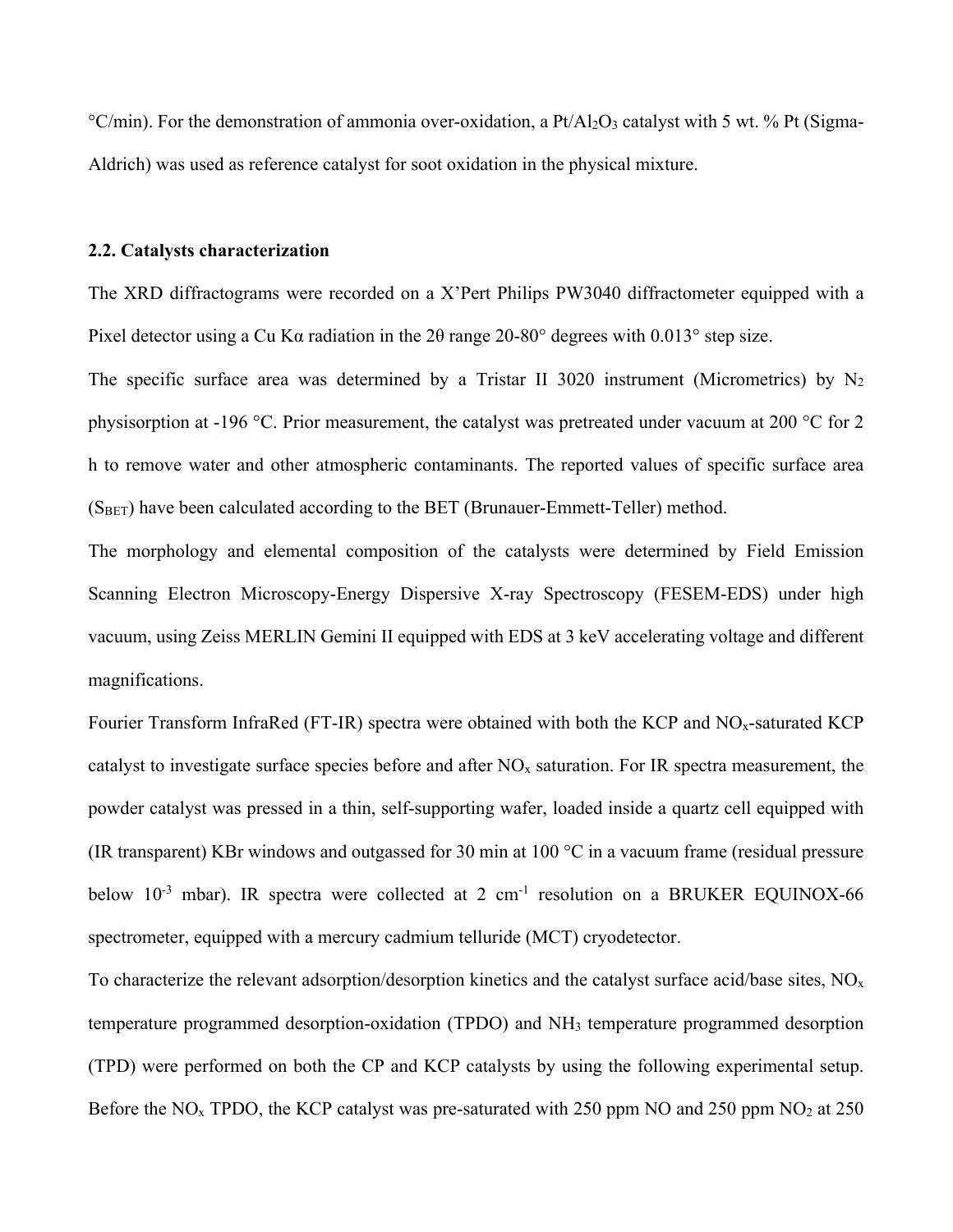°C/min). For the demonstration of ammonia over-oxidation, a $Pt/Al_2O_3$ catalyst with 5 wt. % Pt (Sigma-Aldrich) was used as reference catalyst for soot oxidation in the physical mixture.

### 2.2. Catalysts characterization

The XRD diffractograms were recorded on a X'Pert Philips PW3040 diffractometer equipped with a Pixel detector using a Cu Kα radiation in the 2θ range 20-80° degrees with 0.013° step size.

The specific surface area was determined by a Tristar II 3020 instrument (Micrometrics) by $N_2$ physisorption at -196 °C. Prior measurement, the catalyst was pretreated under vacuum at 200 °C for 2 h to remove water and other atmospheric contaminants. The reported values of specific surface area ($S_{BET}$) have been calculated according to the BET (Brunauer-Emmett-Teller) method.

The morphology and elemental composition of the catalysts were determined by Field Emission Scanning Electron Microscopy-Energy Dispersive X-ray Spectroscopy (FESEM-EDS) under high vacuum, using Zeiss MERLIN Gemini II equipped with EDS at 3 keV accelerating voltage and different magnifications.

Fourier Transform InfraRed (FT-IR) spectra were obtained with both the KCP and $NO_x$-saturated KCP catalyst to investigate surface species before and after $NO_x$ saturation. For IR spectra measurement, the powder catalyst was pressed in a thin, self-supporting wafer, loaded inside a quartz cell equipped with (IR transparent) KBr windows and outgassed for 30 min at 100 °C in a vacuum frame (residual pressure below $10^{-3}$ mbar). IR spectra were collected at 2 $cm^{-1}$ resolution on a BRUKER EQUINOX-66 spectrometer, equipped with a mercury cadmium telluride (MCT) cryodetector.

To characterize the relevant adsorption/desorption kinetics and the catalyst surface acid/base sites, $NO_x$ temperature programmed desorption-oxidation (TPDO) and $NH_3$ temperature programmed desorption (TPD) were performed on both the CP and KCP catalysts by using the following experimental setup. Before the $NO_x$ TPDO, the KCP catalyst was pre-saturated with 250 ppm NO and 250 ppm $NO_2$ at 250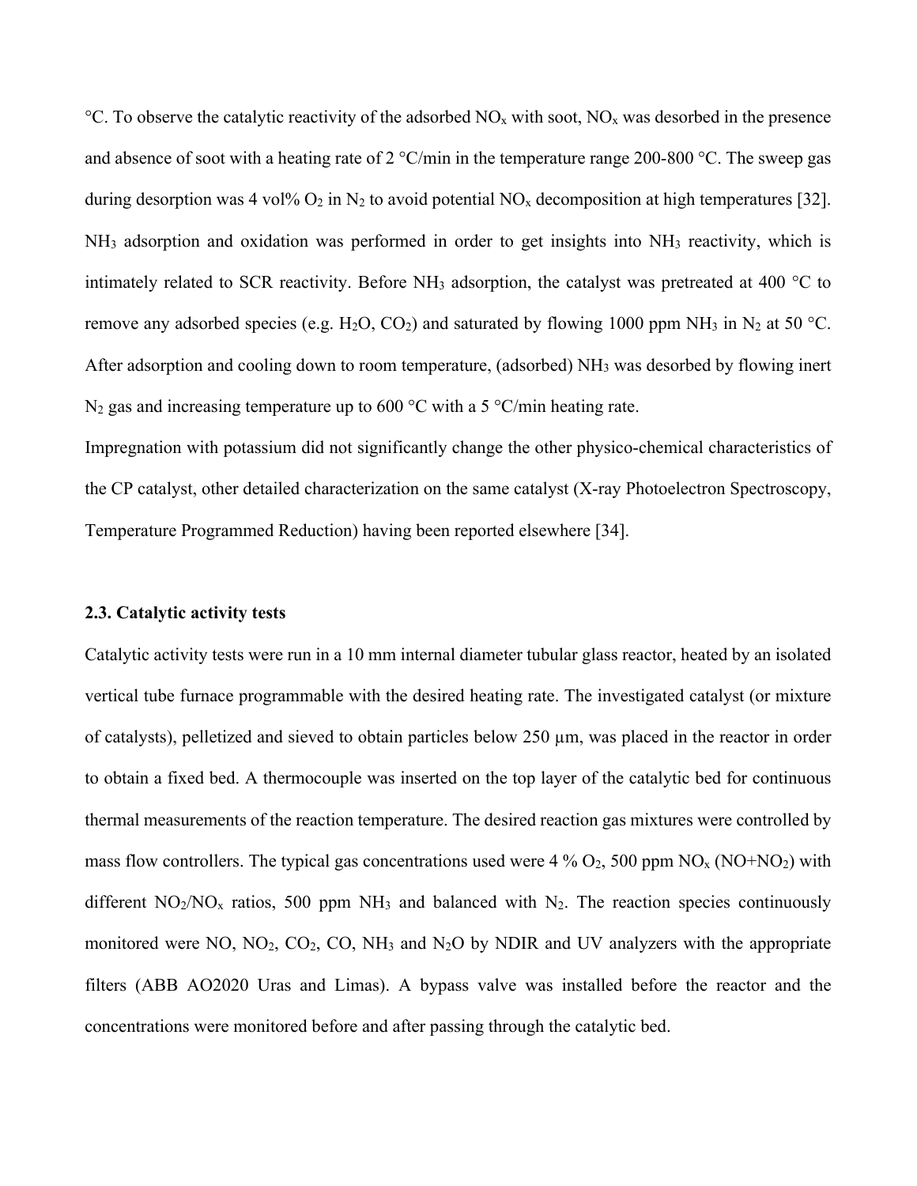°C. To observe the catalytic reactivity of the adsorbed $NO_x$ with soot, $NO_x$ was desorbed in the presence and absence of soot with a heating rate of 2 °C/min in the temperature range 200-800 °C. The sweep gas during desorption was 4 vol% $O_2$ in $N_2$ to avoid potential $NO_x$ decomposition at high temperatures [32]. $NH_3$ adsorption and oxidation was performed in order to get insights into $NH_3$ reactivity, which is intimately related to SCR reactivity. Before $NH_3$ adsorption, the catalyst was pretreated at 400 °C to remove any adsorbed species (e.g. $H_2O$, $CO_2$) and saturated by flowing 1000 ppm $NH_3$ in $N_2$ at 50 °C. After adsorption and cooling down to room temperature, (adsorbed) $NH_3$ was desorbed by flowing inert $N_2$ gas and increasing temperature up to 600 °C with a 5 °C/min heating rate.

Impregnation with potassium did not significantly change the other physico-chemical characteristics of the CP catalyst, other detailed characterization on the same catalyst (X-ray Photoelectron Spectroscopy, Temperature Programmed Reduction) having been reported elsewhere [34].

### 2.3. Catalytic activity tests

Catalytic activity tests were run in a 10 mm internal diameter tubular glass reactor, heated by an isolated vertical tube furnace programmable with the desired heating rate. The investigated catalyst (or mixture of catalysts), pelletized and sieved to obtain particles below 250 µm, was placed in the reactor in order to obtain a fixed bed. A thermocouple was inserted on the top layer of the catalytic bed for continuous thermal measurements of the reaction temperature. The desired reaction gas mixtures were controlled by mass flow controllers. The typical gas concentrations used were 4 % $O_2$, 500 ppm $NO_x$ ($NO$+$NO_2$) with different $NO_2/NO_x$ ratios, 500 ppm $NH_3$ and balanced with $N_2$. The reaction species continuously monitored were $NO$, $NO_2$, $CO_2$, $CO$, $NH_3$ and $N_2O$ by NDIR and UV analyzers with the appropriate filters (ABB AO2020 Uras and Limas). A bypass valve was installed before the reactor and the concentrations were monitored before and after passing through the catalytic bed.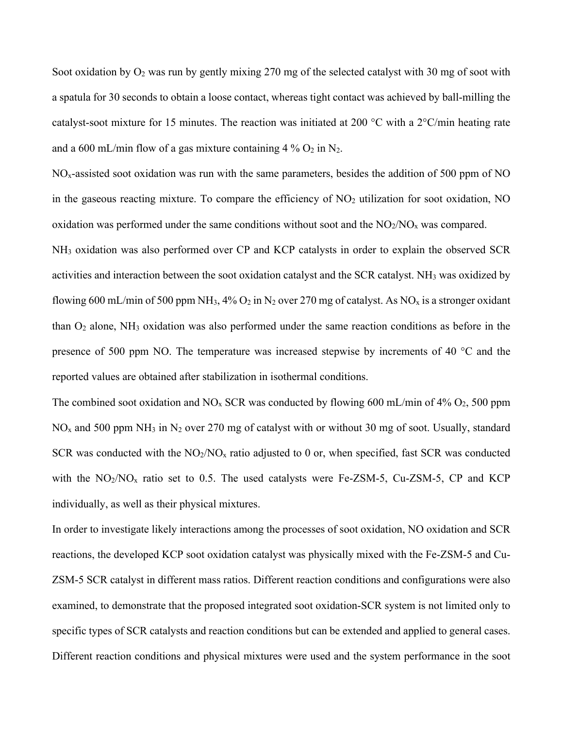Soot oxidation by $O_2$ was run by gently mixing 270 mg of the selected catalyst with 30 mg of soot with a spatula for 30 seconds to obtain a loose contact, whereas tight contact was achieved by ball-milling the catalyst-soot mixture for 15 minutes. The reaction was initiated at 200 °C with a 2°C/min heating rate and a 600 mL/min flow of a gas mixture containing 4 % $O_2$ in $N_2$.

$NO_x$-assisted soot oxidation was run with the same parameters, besides the addition of 500 ppm of NO in the gaseous reacting mixture. To compare the efficiency of $NO_2$ utilization for soot oxidation, NO oxidation was performed under the same conditions without soot and the $NO_2/NO_x$ was compared.

$NH_3$ oxidation was also performed over CP and KCP catalysts in order to explain the observed SCR activities and interaction between the soot oxidation catalyst and the SCR catalyst. $NH_3$ was oxidized by flowing 600 mL/min of 500 ppm $NH_3$, 4% $O_2$ in $N_2$ over 270 mg of catalyst. As $NO_x$ is a stronger oxidant than $O_2$ alone, $NH_3$ oxidation was also performed under the same reaction conditions as before in the presence of 500 ppm NO. The temperature was increased stepwise by increments of 40 °C and the reported values are obtained after stabilization in isothermal conditions.

The combined soot oxidation and $NO_x$ SCR was conducted by flowing 600 mL/min of 4% $O_2$, 500 ppm $NO_x$ and 500 ppm $NH_3$ in $N_2$ over 270 mg of catalyst with or without 30 mg of soot. Usually, standard SCR was conducted with the $NO_2/NO_x$ ratio adjusted to 0 or, when specified, fast SCR was conducted with the $NO_2/NO_x$ ratio set to 0.5. The used catalysts were Fe-ZSM-5, Cu-ZSM-5, CP and KCP individually, as well as their physical mixtures.

In order to investigate likely interactions among the processes of soot oxidation, NO oxidation and SCR reactions, the developed KCP soot oxidation catalyst was physically mixed with the Fe-ZSM-5 and Cu-ZSM-5 SCR catalyst in different mass ratios. Different reaction conditions and configurations were also examined, to demonstrate that the proposed integrated soot oxidation-SCR system is not limited only to specific types of SCR catalysts and reaction conditions but can be extended and applied to general cases. Different reaction conditions and physical mixtures were used and the system performance in the soot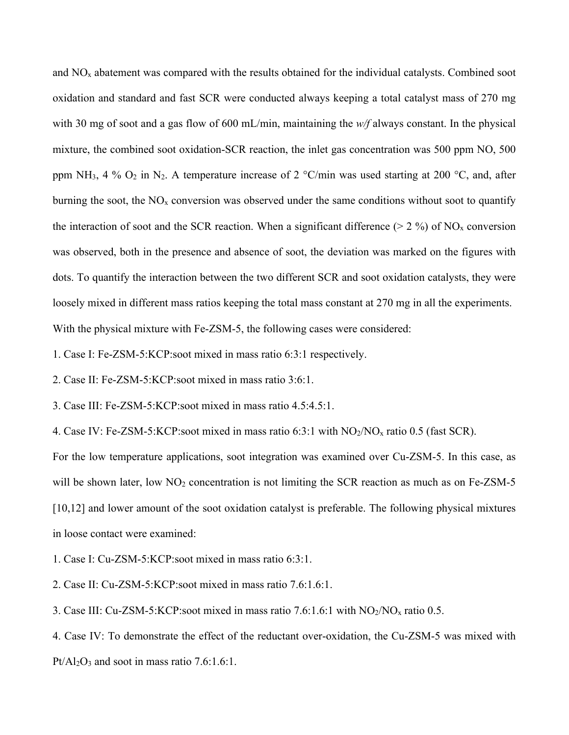and $NO_x$ abatement was compared with the results obtained for the individual catalysts. Combined soot oxidation and standard and fast SCR were conducted always keeping a total catalyst mass of 270 mg with 30 mg of soot and a gas flow of 600 mL/min, maintaining the *w/f* always constant. In the physical mixture, the combined soot oxidation-SCR reaction, the inlet gas concentration was 500 ppm NO, 500 ppm $NH_3$, 4 % $O_2$ in $N_2$. A temperature increase of 2 °C/min was used starting at 200 °C, and, after burning the soot, the $NO_x$ conversion was observed under the same conditions without soot to quantify the interaction of soot and the SCR reaction. When a significant difference (> 2 %) of $NO_x$ conversion was observed, both in the presence and absence of soot, the deviation was marked on the figures with dots. To quantify the interaction between the two different SCR and soot oxidation catalysts, they were loosely mixed in different mass ratios keeping the total mass constant at 270 mg in all the experiments.

With the physical mixture with Fe-ZSM-5, the following cases were considered:

1. Case I: Fe-ZSM-5:KCP:soot mixed in mass ratio 6:3:1 respectively.
2. Case II: Fe-ZSM-5:KCP:soot mixed in mass ratio 3:6:1.
3. Case III: Fe-ZSM-5:KCP:soot mixed in mass ratio 4.5:4.5:1.
4. Case IV: Fe-ZSM-5:KCP:soot mixed in mass ratio 6:3:1 with $NO_2/NO_x$ ratio 0.5 (fast SCR).

For the low temperature applications, soot integration was examined over Cu-ZSM-5. In this case, as will be shown later, low $NO_2$ concentration is not limiting the SCR reaction as much as on Fe-ZSM-5 [10,12] and lower amount of the soot oxidation catalyst is preferable. The following physical mixtures in loose contact were examined:

1. Case I: Cu-ZSM-5:KCP:soot mixed in mass ratio 6:3:1.
2. Case II: Cu-ZSM-5:KCP:soot mixed in mass ratio 7.6:1.6:1.
3. Case III: Cu-ZSM-5:KCP:soot mixed in mass ratio 7.6:1.6:1 with $NO_2/NO_x$ ratio 0.5.
4. Case IV: To demonstrate the effect of the reductant over-oxidation, the Cu-ZSM-5 was mixed with $Pt/Al_2O_3$ and soot in mass ratio 7.6:1.6:1.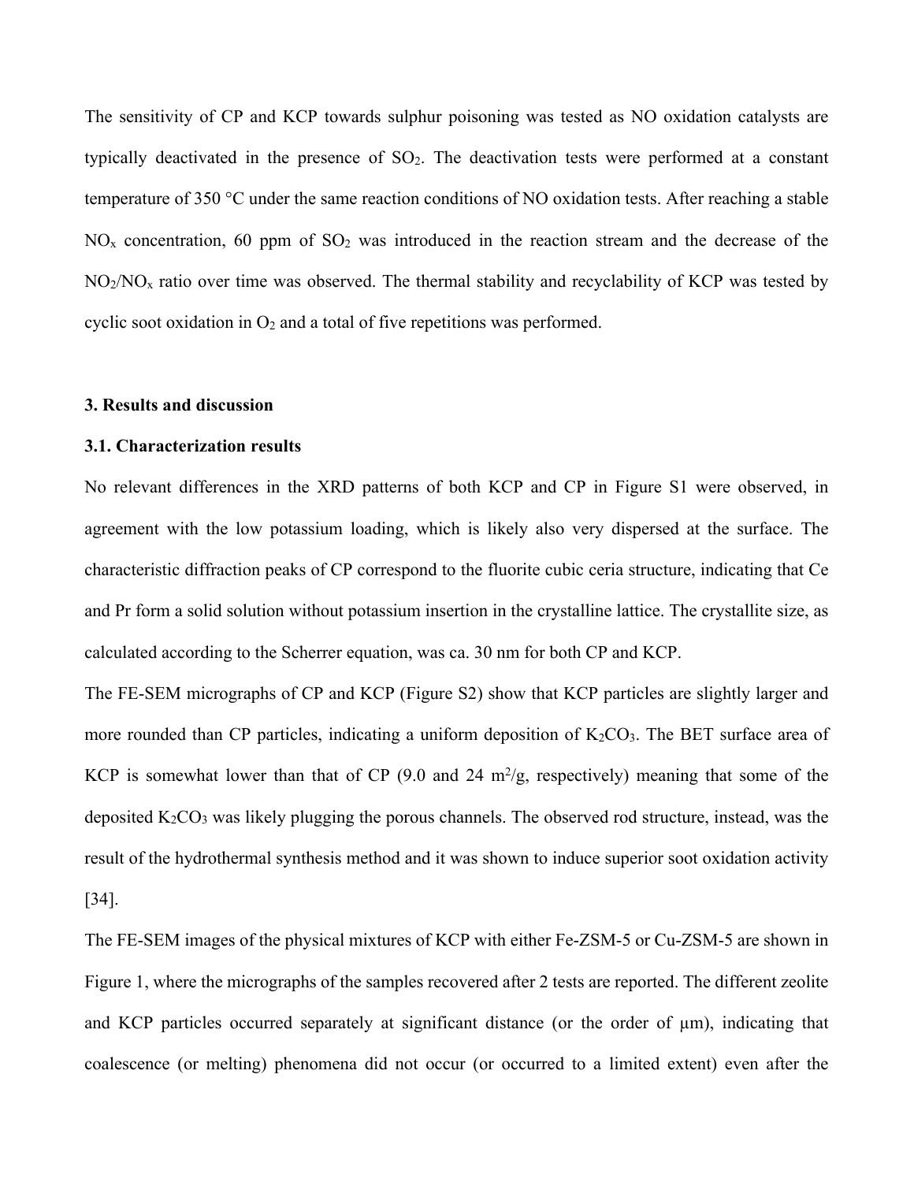The sensitivity of CP and KCP towards sulphur poisoning was tested as NO oxidation catalysts are typically deactivated in the presence of $SO_2$. The deactivation tests were performed at a constant temperature of 350 °C under the same reaction conditions of NO oxidation tests. After reaching a stable $NO_x$ concentration, 60 ppm of $SO_2$ was introduced in the reaction stream and the decrease of the $NO_2/NO_x$ ratio over time was observed. The thermal stability and recyclability of KCP was tested by cyclic soot oxidation in $O_2$ and a total of five repetitions was performed.

### 3. Results and discussion

### 3.1. Characterization results

No relevant differences in the XRD patterns of both KCP and CP in Figure S1 were observed, in agreement with the low potassium loading, which is likely also very dispersed at the surface. The characteristic diffraction peaks of CP correspond to the fluorite cubic ceria structure, indicating that Ce and Pr form a solid solution without potassium insertion in the crystalline lattice. The crystallite size, as calculated according to the Scherrer equation, was ca. 30 nm for both CP and KCP.

The FE-SEM micrographs of CP and KCP (Figure S2) show that KCP particles are slightly larger and more rounded than CP particles, indicating a uniform deposition of $K_2CO_3$. The BET surface area of KCP is somewhat lower than that of CP (9.0 and 24 $m^2/g$, respectively) meaning that some of the deposited $K_2CO_3$ was likely plugging the porous channels. The observed rod structure, instead, was the result of the hydrothermal synthesis method and it was shown to induce superior soot oxidation activity [34].

The FE-SEM images of the physical mixtures of KCP with either Fe-ZSM-5 or Cu-ZSM-5 are shown in Figure 1, where the micrographs of the samples recovered after 2 tests are reported. The different zeolite and KCP particles occurred separately at significant distance (or the order of μm), indicating that coalescence (or melting) phenomena did not occur (or occurred to a limited extent) even after the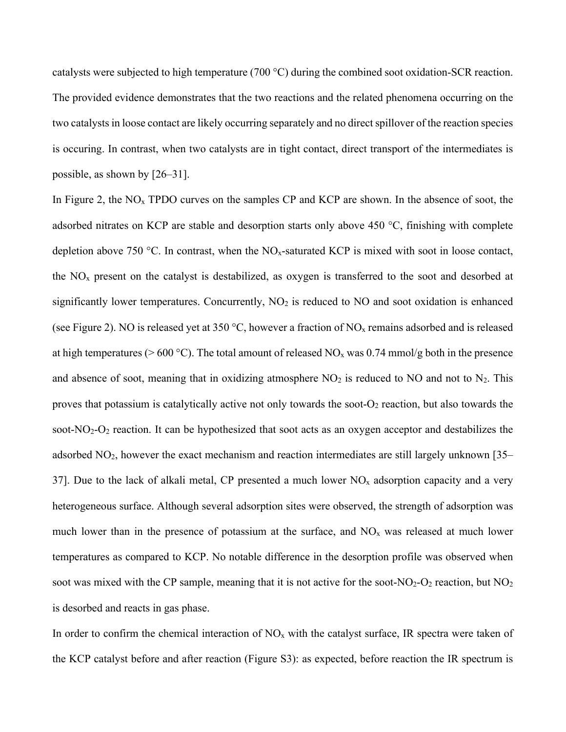catalysts were subjected to high temperature (700 °C) during the combined soot oxidation-SCR reaction. The provided evidence demonstrates that the two reactions and the related phenomena occurring on the two catalysts in loose contact are likely occurring separately and no direct spillover of the reaction species is occuring. In contrast, when two catalysts are in tight contact, direct transport of the intermediates is possible, as shown by [26–31].

In Figure 2, the $NO_x$ TPDO curves on the samples CP and KCP are shown. In the absence of soot, the adsorbed nitrates on KCP are stable and desorption starts only above 450 °C, finishing with complete depletion above 750 °C. In contrast, when the $NO_x$-saturated KCP is mixed with soot in loose contact, the $NO_x$ present on the catalyst is destabilized, as oxygen is transferred to the soot and desorbed at significantly lower temperatures. Concurrently, $NO_2$ is reduced to NO and soot oxidation is enhanced (see Figure 2). NO is released yet at 350 °C, however a fraction of $NO_x$ remains adsorbed and is released at high temperatures (> 600 °C). The total amount of released $NO_x$ was 0.74 mmol/g both in the presence and absence of soot, meaning that in oxidizing atmosphere $NO_2$ is reduced to NO and not to $N_2$. This proves that potassium is catalytically active not only towards the soot-$O_2$ reaction, but also towards the soot-$NO_2$-$O_2$ reaction. It can be hypothesized that soot acts as an oxygen acceptor and destabilizes the adsorbed $NO_2$, however the exact mechanism and reaction intermediates are still largely unknown [35–37]. Due to the lack of alkali metal, CP presented a much lower $NO_x$ adsorption capacity and a very heterogeneous surface. Although several adsorption sites were observed, the strength of adsorption was much lower than in the presence of potassium at the surface, and $NO_x$ was released at much lower temperatures as compared to KCP. No notable difference in the desorption profile was observed when soot was mixed with the CP sample, meaning that it is not active for the soot-$NO_2$-$O_2$ reaction, but $NO_2$ is desorbed and reacts in gas phase.

In order to confirm the chemical interaction of $NO_x$ with the catalyst surface, IR spectra were taken of the KCP catalyst before and after reaction (Figure S3): as expected, before reaction the IR spectrum is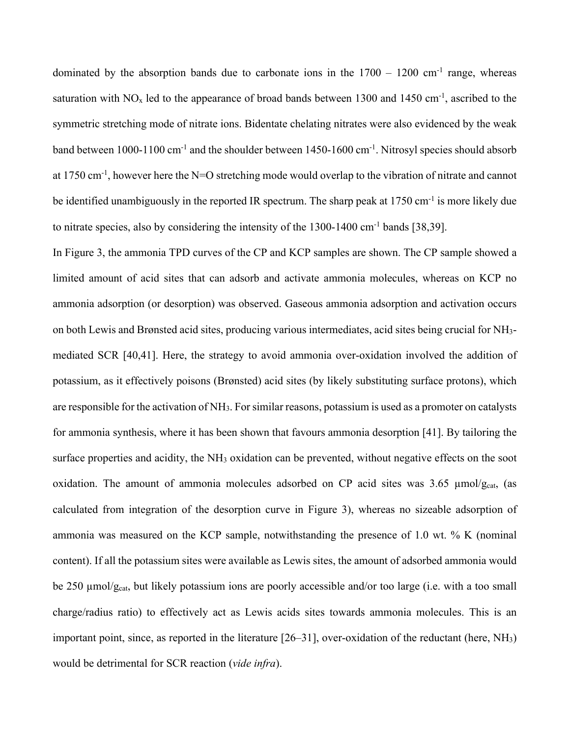dominated by the absorption bands due to carbonate ions in the 1700 – 1200 $cm^{-1}$ range, whereas saturation with $NO_x$ led to the appearance of broad bands between 1300 and 1450 $cm^{-1}$, ascribed to the symmetric stretching mode of nitrate ions. Bidentate chelating nitrates were also evidenced by the weak band between 1000-1100 $cm^{-1}$ and the shoulder between 1450-1600 $cm^{-1}$. Nitrosyl species should absorb at 1750 $cm^{-1}$, however here the N=O stretching mode would overlap to the vibration of nitrate and cannot be identified unambiguously in the reported IR spectrum. The sharp peak at 1750 $cm^{-1}$ is more likely due to nitrate species, also by considering the intensity of the 1300-1400 $cm^{-1}$ bands [38,39].

In Figure 3, the ammonia TPD curves of the CP and KCP samples are shown. The CP sample showed a limited amount of acid sites that can adsorb and activate ammonia molecules, whereas on KCP no ammonia adsorption (or desorption) was observed. Gaseous ammonia adsorption and activation occurs on both Lewis and Brønsted acid sites, producing various intermediates, acid sites being crucial for $NH_3$-mediated SCR [40,41]. Here, the strategy to avoid ammonia over-oxidation involved the addition of potassium, as it effectively poisons (Brønsted) acid sites (by likely substituting surface protons), which are responsible for the activation of $NH_3$. For similar reasons, potassium is used as a promoter on catalysts for ammonia synthesis, where it has been shown that favours ammonia desorption [41]. By tailoring the surface properties and acidity, the $NH_3$ oxidation can be prevented, without negative effects on the soot oxidation. The amount of ammonia molecules adsorbed on CP acid sites was 3.65 $\mu mol/g_{cat}$, (as calculated from integration of the desorption curve in Figure 3), whereas no sizeable adsorption of ammonia was measured on the KCP sample, notwithstanding the presence of 1.0 wt. % K (nominal content). If all the potassium sites were available as Lewis sites, the amount of adsorbed ammonia would be 250 $\mu mol/g_{cat}$, but likely potassium ions are poorly accessible and/or too large (i.e. with a too small charge/radius ratio) to effectively act as Lewis acids sites towards ammonia molecules. This is an important point, since, as reported in the literature [26–31], over-oxidation of the reductant (here, $NH_3$) would be detrimental for SCR reaction (*vide infra*).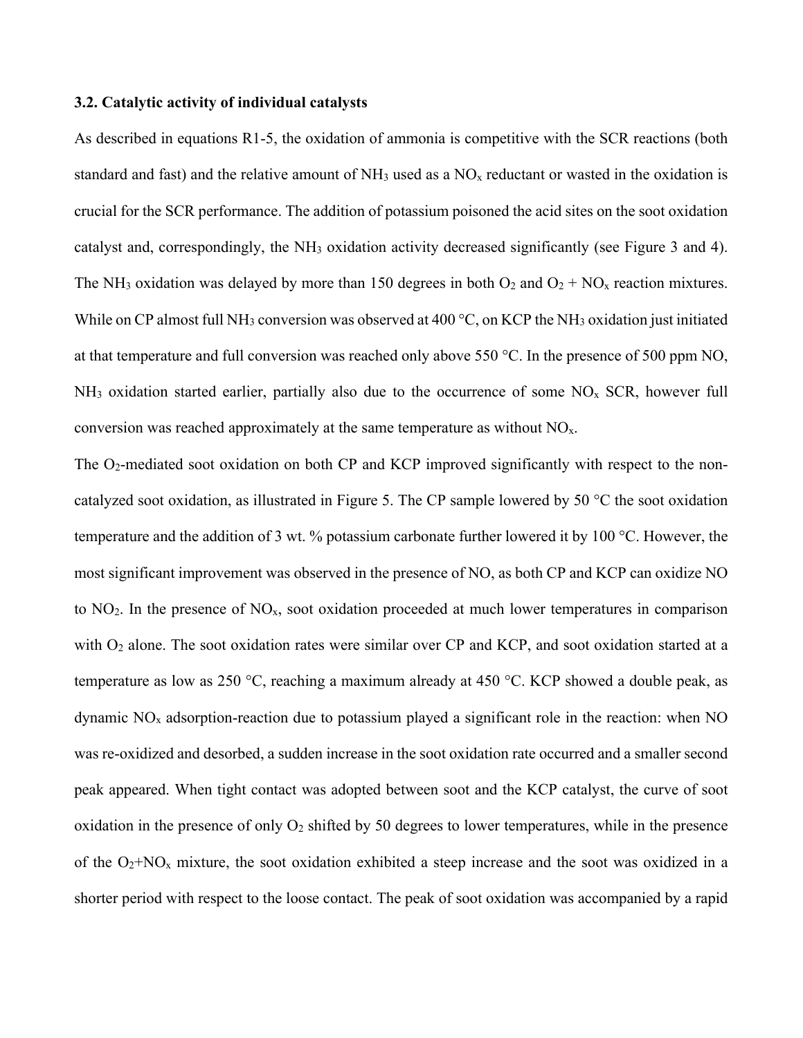### 3.2. Catalytic activity of individual catalysts

As described in equations R1-5, the oxidation of ammonia is competitive with the SCR reactions (both standard and fast) and the relative amount of $NH_3$ used as a $NO_x$ reductant or wasted in the oxidation is crucial for the SCR performance. The addition of potassium poisoned the acid sites on the soot oxidation catalyst and, correspondingly, the $NH_3$ oxidation activity decreased significantly (see Figure 3 and 4). The $NH_3$ oxidation was delayed by more than 150 degrees in both $O_2$ and $O_2$ + $NO_x$ reaction mixtures. While on CP almost full $NH_3$ conversion was observed at 400 °C, on KCP the $NH_3$ oxidation just initiated at that temperature and full conversion was reached only above 550 °C. In the presence of 500 ppm NO, $NH_3$ oxidation started earlier, partially also due to the occurrence of some $NO_x$ SCR, however full conversion was reached approximately at the same temperature as without $NO_x$.

The $O_2$-mediated soot oxidation on both CP and KCP improved significantly with respect to the non-catalyzed soot oxidation, as illustrated in Figure 5. The CP sample lowered by 50 °C the soot oxidation temperature and the addition of 3 wt. % potassium carbonate further lowered it by 100 °C. However, the most significant improvement was observed in the presence of NO, as both CP and KCP can oxidize NO to $NO_2$. In the presence of $NO_x$, soot oxidation proceeded at much lower temperatures in comparison with $O_2$ alone. The soot oxidation rates were similar over CP and KCP, and soot oxidation started at a temperature as low as 250 °C, reaching a maximum already at 450 °C. KCP showed a double peak, as dynamic $NO_x$ adsorption-reaction due to potassium played a significant role in the reaction: when NO was re-oxidized and desorbed, a sudden increase in the soot oxidation rate occurred and a smaller second peak appeared. When tight contact was adopted between soot and the KCP catalyst, the curve of soot oxidation in the presence of only $O_2$ shifted by 50 degrees to lower temperatures, while in the presence of the $O_2$+$NO_x$ mixture, the soot oxidation exhibited a steep increase and the soot was oxidized in a shorter period with respect to the loose contact. The peak of soot oxidation was accompanied by a rapid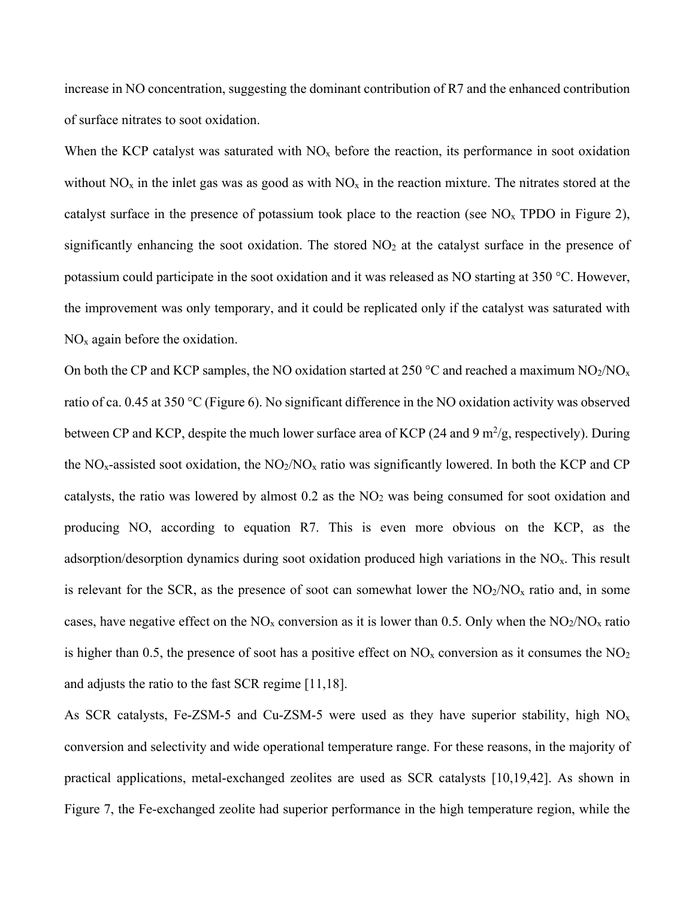increase in NO concentration, suggesting the dominant contribution of R7 and the enhanced contribution of surface nitrates to soot oxidation.

When the KCP catalyst was saturated with $NO_x$ before the reaction, its performance in soot oxidation without $NO_x$ in the inlet gas was as good as with $NO_x$ in the reaction mixture. The nitrates stored at the catalyst surface in the presence of potassium took place to the reaction (see $NO_x$ TPDO in Figure 2), significantly enhancing the soot oxidation. The stored $NO_2$ at the catalyst surface in the presence of potassium could participate in the soot oxidation and it was released as NO starting at 350 °C. However, the improvement was only temporary, and it could be replicated only if the catalyst was saturated with $NO_x$ again before the oxidation.

On both the CP and KCP samples, the NO oxidation started at 250 °C and reached a maximum $NO_2/NO_x$ ratio of ca. 0.45 at 350 °C (Figure 6). No significant difference in the NO oxidation activity was observed between CP and KCP, despite the much lower surface area of KCP (24 and 9 $m^2/g$, respectively). During the $NO_x$-assisted soot oxidation, the $NO_2/NO_x$ ratio was significantly lowered. In both the KCP and CP catalysts, the ratio was lowered by almost 0.2 as the $NO_2$ was being consumed for soot oxidation and producing NO, according to equation R7. This is even more obvious on the KCP, as the adsorption/desorption dynamics during soot oxidation produced high variations in the $NO_x$. This result is relevant for the SCR, as the presence of soot can somewhat lower the $NO_2/NO_x$ ratio and, in some cases, have negative effect on the $NO_x$ conversion as it is lower than 0.5. Only when the $NO_2/NO_x$ ratio is higher than 0.5, the presence of soot has a positive effect on $NO_x$ conversion as it consumes the $NO_2$ and adjusts the ratio to the fast SCR regime [11,18].

As SCR catalysts, Fe-ZSM-5 and Cu-ZSM-5 were used as they have superior stability, high $NO_x$ conversion and selectivity and wide operational temperature range. For these reasons, in the majority of practical applications, metal-exchanged zeolites are used as SCR catalysts [10,19,42]. As shown in Figure 7, the Fe-exchanged zeolite had superior performance in the high temperature region, while the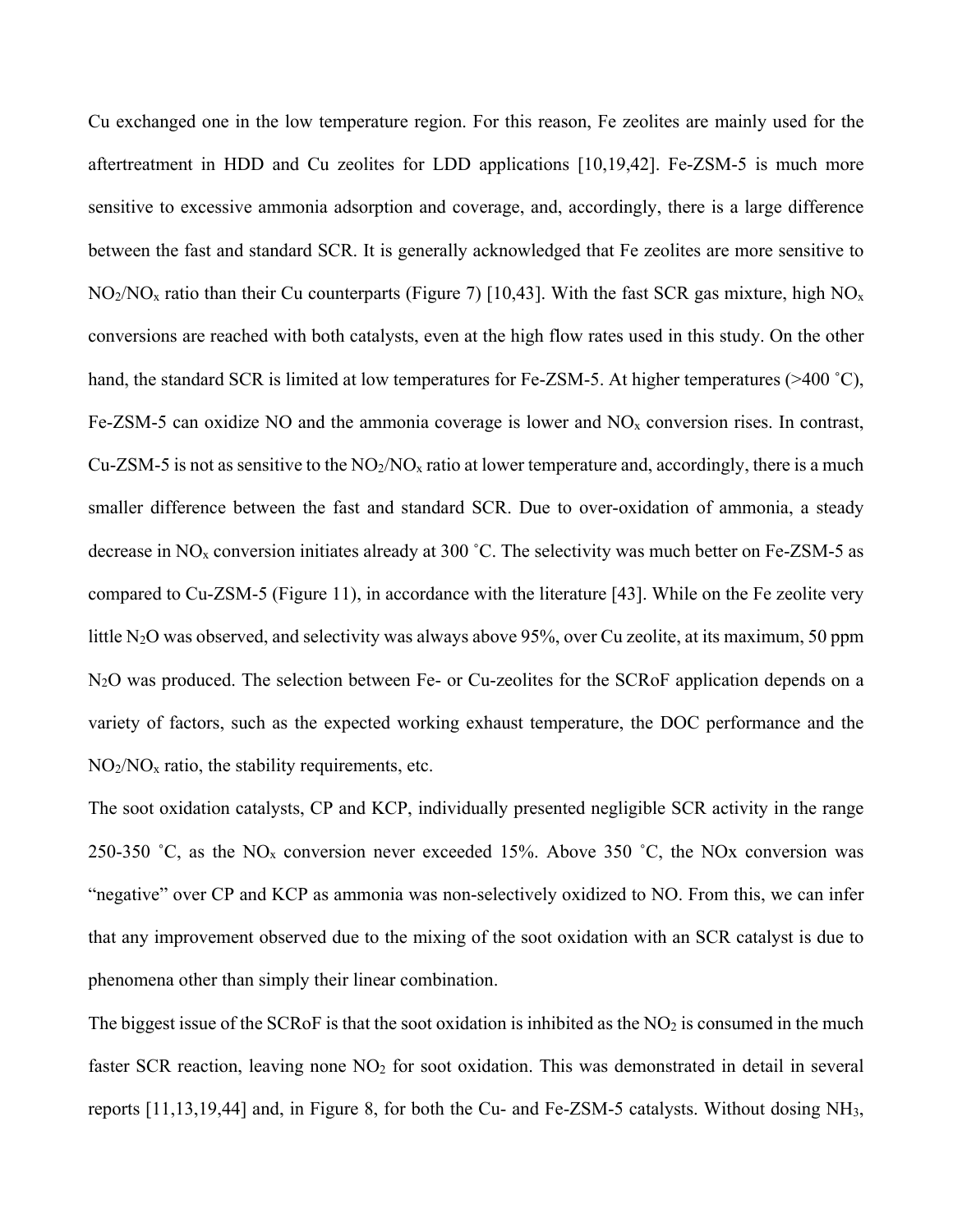Cu exchanged one in the low temperature region. For this reason, Fe zeolites are mainly used for the aftertreatment in HDD and Cu zeolites for LDD applications [10,19,42]. Fe-ZSM-5 is much more sensitive to excessive ammonia adsorption and coverage, and, accordingly, there is a large difference between the fast and standard SCR. It is generally acknowledged that Fe zeolites are more sensitive to $NO_2/NO_x$ ratio than their Cu counterparts (Figure 7) [10,43]. With the fast SCR gas mixture, high $NO_x$ conversions are reached with both catalysts, even at the high flow rates used in this study. On the other hand, the standard SCR is limited at low temperatures for Fe-ZSM-5. At higher temperatures (>400 ˚C), Fe-ZSM-5 can oxidize NO and the ammonia coverage is lower and $NO_x$ conversion rises. In contrast, Cu-ZSM-5 is not as sensitive to the $NO_2/NO_x$ ratio at lower temperature and, accordingly, there is a much smaller difference between the fast and standard SCR. Due to over-oxidation of ammonia, a steady decrease in $NO_x$ conversion initiates already at 300 ˚C. The selectivity was much better on Fe-ZSM-5 as compared to Cu-ZSM-5 (Figure 11), in accordance with the literature [43]. While on the Fe zeolite very little $N_2O$ was observed, and selectivity was always above 95%, over Cu zeolite, at its maximum, 50 ppm $N_2O$ was produced. The selection between Fe- or Cu-zeolites for the SCRoF application depends on a variety of factors, such as the expected working exhaust temperature, the DOC performance and the $NO_2/NO_x$ ratio, the stability requirements, etc.

The soot oxidation catalysts, CP and KCP, individually presented negligible SCR activity in the range 250-350 ˚C, as the $NO_x$ conversion never exceeded 15%. Above 350 ˚C, the NOx conversion was "negative" over CP and KCP as ammonia was non-selectively oxidized to NO. From this, we can infer that any improvement observed due to the mixing of the soot oxidation with an SCR catalyst is due to phenomena other than simply their linear combination.

The biggest issue of the SCRoF is that the soot oxidation is inhibited as the $NO_2$ is consumed in the much faster SCR reaction, leaving none $NO_2$ for soot oxidation. This was demonstrated in detail in several reports [11,13,19,44] and, in Figure 8, for both the Cu- and Fe-ZSM-5 catalysts. Without dosing $NH_3$,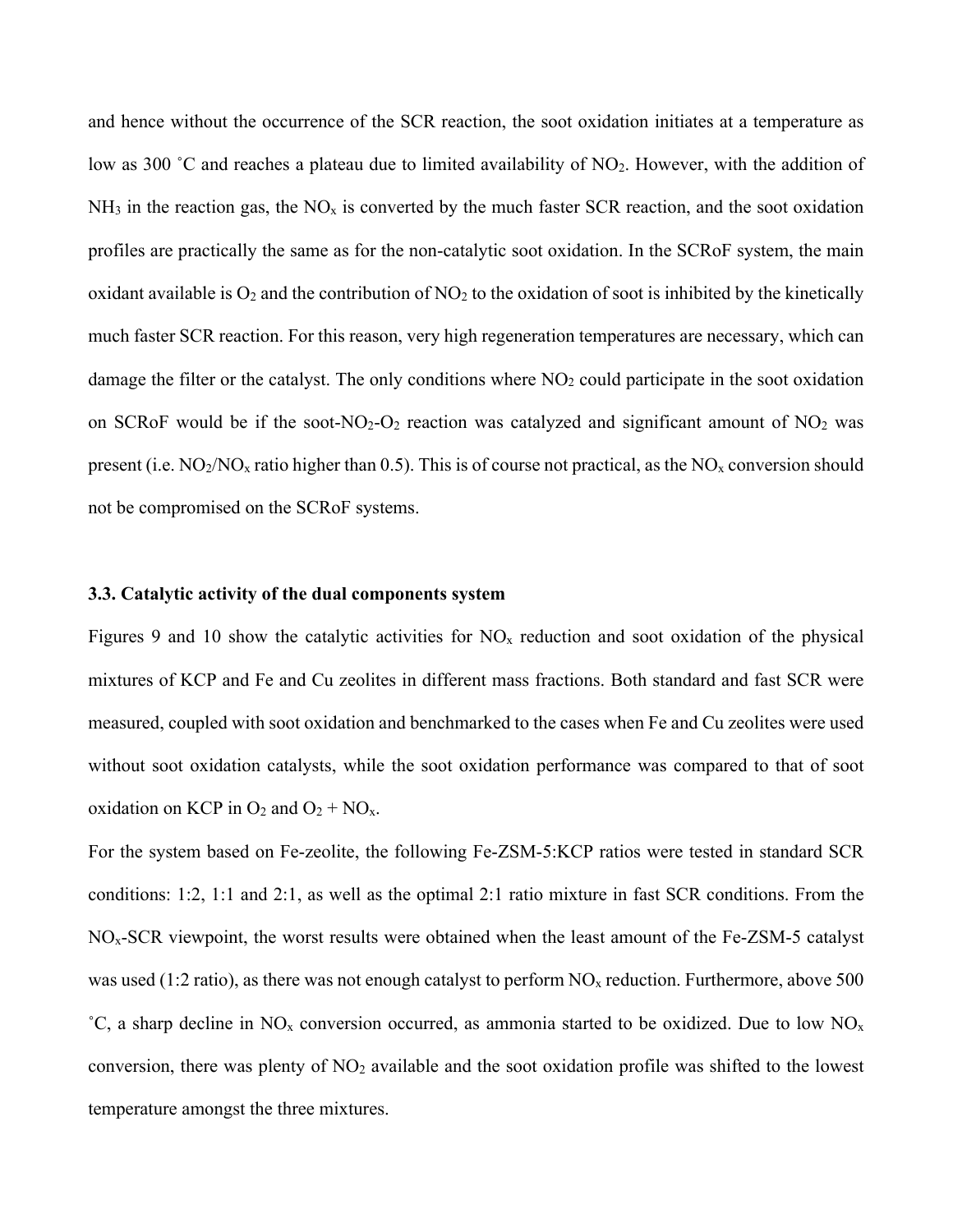and hence without the occurrence of the SCR reaction, the soot oxidation initiates at a temperature as low as 300 ˚C and reaches a plateau due to limited availability of $NO_2$. However, with the addition of $NH_3$ in the reaction gas, the $NO_x$ is converted by the much faster SCR reaction, and the soot oxidation profiles are practically the same as for the non-catalytic soot oxidation. In the SCRoF system, the main oxidant available is $O_2$ and the contribution of $NO_2$ to the oxidation of soot is inhibited by the kinetically much faster SCR reaction. For this reason, very high regeneration temperatures are necessary, which can damage the filter or the catalyst. The only conditions where $NO_2$ could participate in the soot oxidation on SCRoF would be if the soot-$NO_2$-$O_2$ reaction was catalyzed and significant amount of $NO_2$ was present (i.e. $NO_2/NO_x$ ratio higher than 0.5). This is of course not practical, as the $NO_x$ conversion should not be compromised on the SCRoF systems.

### 3.3. Catalytic activity of the dual components system

Figures 9 and 10 show the catalytic activities for $NO_x$ reduction and soot oxidation of the physical mixtures of KCP and Fe and Cu zeolites in different mass fractions. Both standard and fast SCR were measured, coupled with soot oxidation and benchmarked to the cases when Fe and Cu zeolites were used without soot oxidation catalysts, while the soot oxidation performance was compared to that of soot oxidation on KCP in $O_2$ and $O_2$ + $NO_x$.

For the system based on Fe-zeolite, the following Fe-ZSM-5:KCP ratios were tested in standard SCR conditions: 1:2, 1:1 and 2:1, as well as the optimal 2:1 ratio mixture in fast SCR conditions. From the $NO_x$-SCR viewpoint, the worst results were obtained when the least amount of the Fe-ZSM-5 catalyst was used (1:2 ratio), as there was not enough catalyst to perform $NO_x$ reduction. Furthermore, above 500 ˚C, a sharp decline in $NO_x$ conversion occurred, as ammonia started to be oxidized. Due to low $NO_x$ conversion, there was plenty of $NO_2$ available and the soot oxidation profile was shifted to the lowest temperature amongst the three mixtures.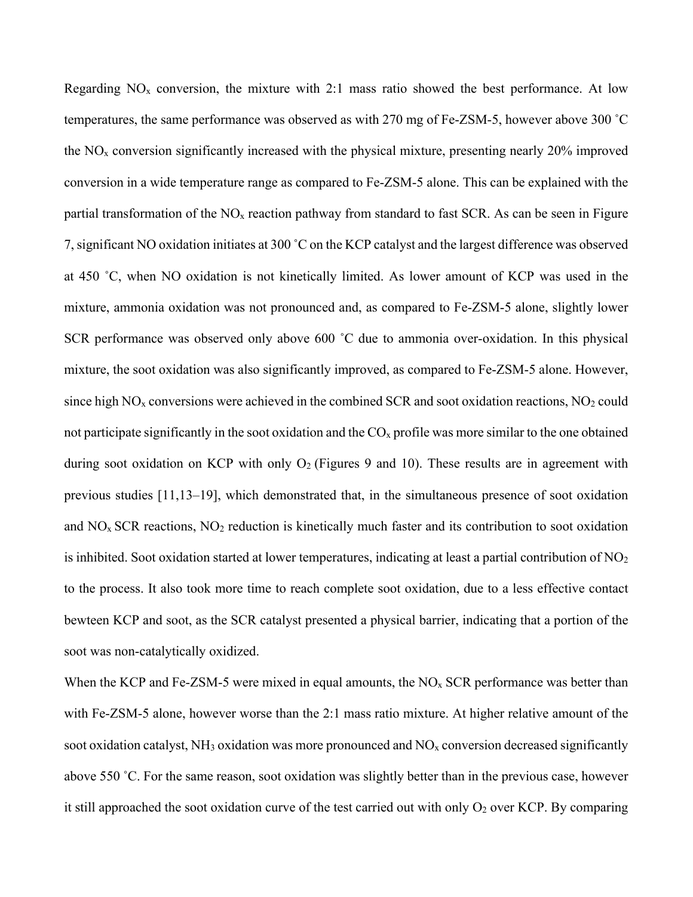Regarding $NO_x$ conversion, the mixture with 2:1 mass ratio showed the best performance. At low temperatures, the same performance was observed as with 270 mg of Fe-ZSM-5, however above 300 ˚C the $NO_x$ conversion significantly increased with the physical mixture, presenting nearly 20% improved conversion in a wide temperature range as compared to Fe-ZSM-5 alone. This can be explained with the partial transformation of the $NO_x$ reaction pathway from standard to fast SCR. As can be seen in Figure 7, significant NO oxidation initiates at 300 ˚C on the KCP catalyst and the largest difference was observed at 450 ˚C, when NO oxidation is not kinetically limited. As lower amount of KCP was used in the mixture, ammonia oxidation was not pronounced and, as compared to Fe-ZSM-5 alone, slightly lower SCR performance was observed only above 600 ˚C due to ammonia over-oxidation. In this physical mixture, the soot oxidation was also significantly improved, as compared to Fe-ZSM-5 alone. However, since high $NO_x$ conversions were achieved in the combined SCR and soot oxidation reactions, $NO_2$ could not participate significantly in the soot oxidation and the $CO_x$ profile was more similar to the one obtained during soot oxidation on KCP with only $O_2$ (Figures 9 and 10). These results are in agreement with previous studies [11,13–19], which demonstrated that, in the simultaneous presence of soot oxidation and $NO_x$ SCR reactions, $NO_2$ reduction is kinetically much faster and its contribution to soot oxidation is inhibited. Soot oxidation started at lower temperatures, indicating at least a partial contribution of $NO_2$ to the process. It also took more time to reach complete soot oxidation, due to a less effective contact bewteen KCP and soot, as the SCR catalyst presented a physical barrier, indicating that a portion of the soot was non-catalytically oxidized.

When the KCP and Fe-ZSM-5 were mixed in equal amounts, the $NO_x$ SCR performance was better than with Fe-ZSM-5 alone, however worse than the 2:1 mass ratio mixture. At higher relative amount of the soot oxidation catalyst, $NH_3$ oxidation was more pronounced and $NO_x$ conversion decreased significantly above 550 ˚C. For the same reason, soot oxidation was slightly better than in the previous case, however it still approached the soot oxidation curve of the test carried out with only $O_2$ over KCP. By comparing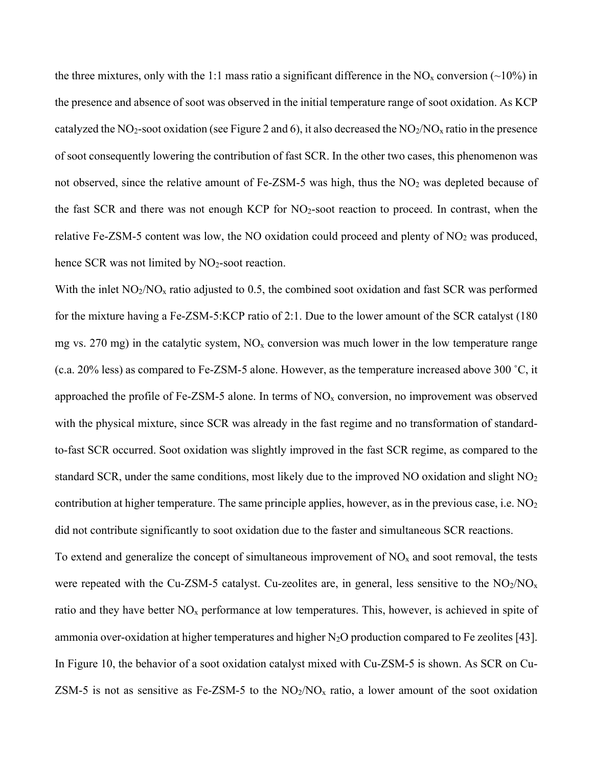the three mixtures, only with the 1:1 mass ratio a significant difference in the $NO_x$ conversion (~10%) in the presence and absence of soot was observed in the initial temperature range of soot oxidation. As KCP catalyzed the $NO_2$-soot oxidation (see Figure 2 and 6), it also decreased the $NO_2/NO_x$ ratio in the presence of soot consequently lowering the contribution of fast SCR. In the other two cases, this phenomenon was not observed, since the relative amount of Fe-ZSM-5 was high, thus the $NO_2$ was depleted because of the fast SCR and there was not enough KCP for $NO_2$-soot reaction to proceed. In contrast, when the relative Fe-ZSM-5 content was low, the NO oxidation could proceed and plenty of $NO_2$ was produced, hence SCR was not limited by $NO_2$-soot reaction.

With the inlet $NO_2/NO_x$ ratio adjusted to 0.5, the combined soot oxidation and fast SCR was performed for the mixture having a Fe-ZSM-5:KCP ratio of 2:1. Due to the lower amount of the SCR catalyst (180 mg vs. 270 mg) in the catalytic system, $NO_x$ conversion was much lower in the low temperature range (c.a. 20% less) as compared to Fe-ZSM-5 alone. However, as the temperature increased above 300 ˚C, it approached the profile of Fe-ZSM-5 alone. In terms of $NO_x$ conversion, no improvement was observed with the physical mixture, since SCR was already in the fast regime and no transformation of standard-to-fast SCR occurred. Soot oxidation was slightly improved in the fast SCR regime, as compared to the standard SCR, under the same conditions, most likely due to the improved NO oxidation and slight $NO_2$ contribution at higher temperature. The same principle applies, however, as in the previous case, i.e. $NO_2$ did not contribute significantly to soot oxidation due to the faster and simultaneous SCR reactions.

To extend and generalize the concept of simultaneous improvement of $NO_x$ and soot removal, the tests were repeated with the Cu-ZSM-5 catalyst. Cu-zeolites are, in general, less sensitive to the $NO_2/NO_x$ ratio and they have better $NO_x$ performance at low temperatures. This, however, is achieved in spite of ammonia over-oxidation at higher temperatures and higher $N_2O$ production compared to Fe zeolites [43]. In Figure 10, the behavior of a soot oxidation catalyst mixed with Cu-ZSM-5 is shown. As SCR on Cu-ZSM-5 is not as sensitive as Fe-ZSM-5 to the $NO_2/NO_x$ ratio, a lower amount of the soot oxidation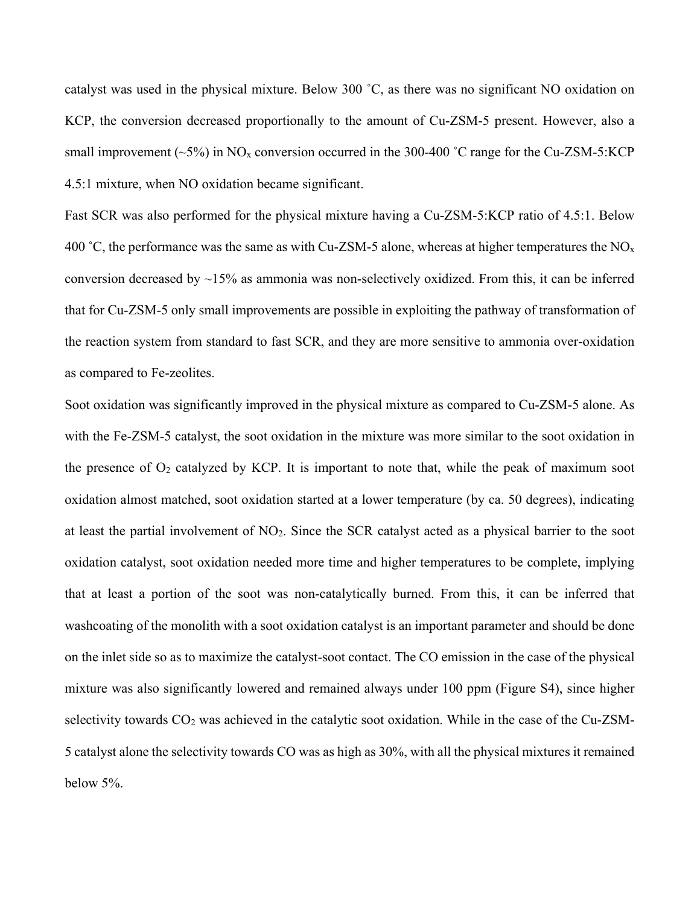catalyst was used in the physical mixture. Below 300 ˚C, as there was no significant NO oxidation on KCP, the conversion decreased proportionally to the amount of Cu-ZSM-5 present. However, also a small improvement (~5%) in $NO_x$ conversion occurred in the 300-400 ˚C range for the Cu-ZSM-5:KCP 4.5:1 mixture, when NO oxidation became significant.

Fast SCR was also performed for the physical mixture having a Cu-ZSM-5:KCP ratio of 4.5:1. Below 400 ˚C, the performance was the same as with Cu-ZSM-5 alone, whereas at higher temperatures the $NO_x$ conversion decreased by ~15% as ammonia was non-selectively oxidized. From this, it can be inferred that for Cu-ZSM-5 only small improvements are possible in exploiting the pathway of transformation of the reaction system from standard to fast SCR, and they are more sensitive to ammonia over-oxidation as compared to Fe-zeolites.

Soot oxidation was significantly improved in the physical mixture as compared to Cu-ZSM-5 alone. As with the Fe-ZSM-5 catalyst, the soot oxidation in the mixture was more similar to the soot oxidation in the presence of $O_2$ catalyzed by KCP. It is important to note that, while the peak of maximum soot oxidation almost matched, soot oxidation started at a lower temperature (by ca. 50 degrees), indicating at least the partial involvement of $NO_2$. Since the SCR catalyst acted as a physical barrier to the soot oxidation catalyst, soot oxidation needed more time and higher temperatures to be complete, implying that at least a portion of the soot was non-catalytically burned. From this, it can be inferred that washcoating of the monolith with a soot oxidation catalyst is an important parameter and should be done on the inlet side so as to maximize the catalyst-soot contact. The CO emission in the case of the physical mixture was also significantly lowered and remained always under 100 ppm (Figure S4), since higher selectivity towards $CO_2$ was achieved in the catalytic soot oxidation. While in the case of the Cu-ZSM-5 catalyst alone the selectivity towards CO was as high as 30%, with all the physical mixtures it remained below 5%.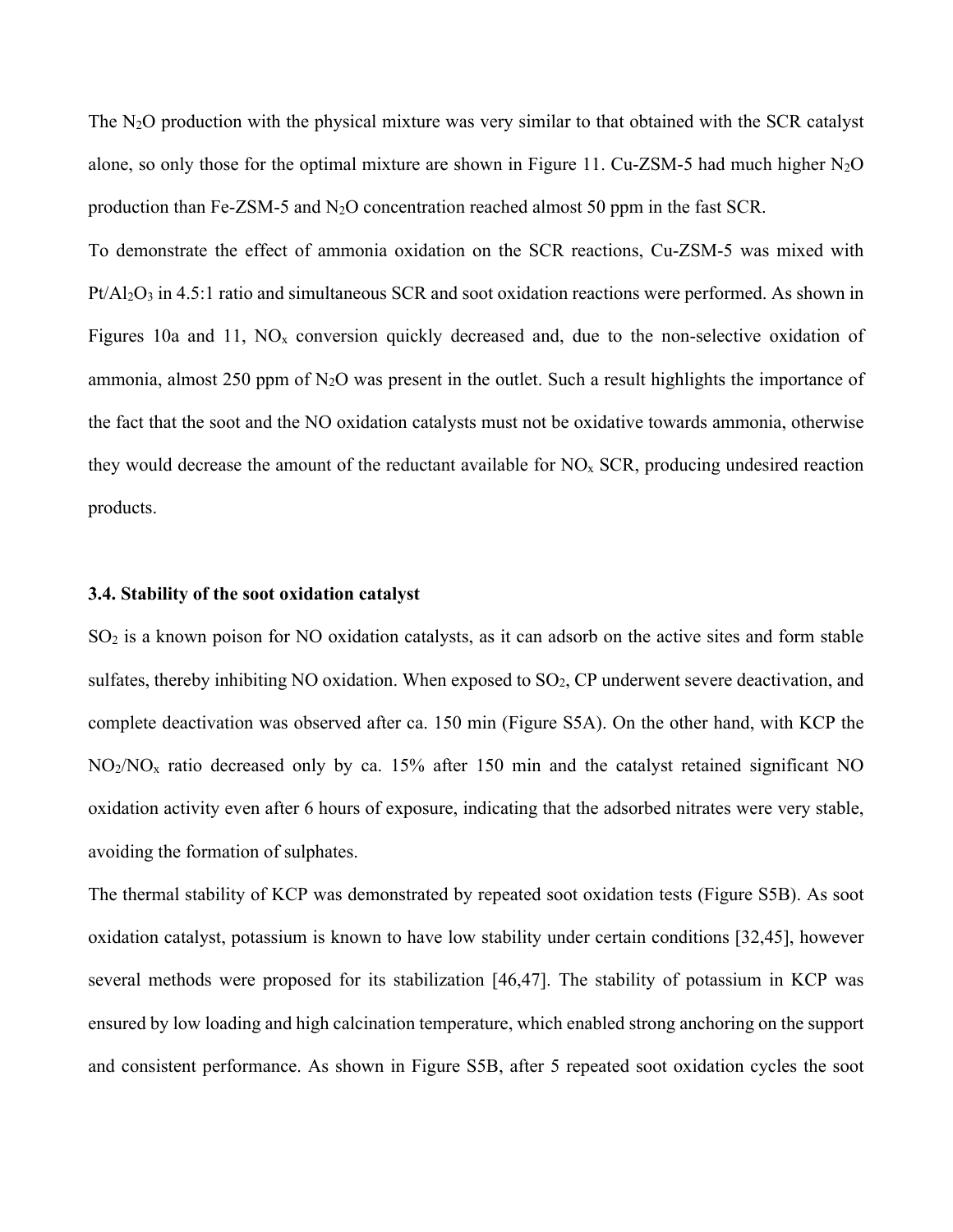The $N_2O$ production with the physical mixture was very similar to that obtained with the SCR catalyst alone, so only those for the optimal mixture are shown in Figure 11. Cu-ZSM-5 had much higher $N_2O$ production than Fe-ZSM-5 and $N_2O$ concentration reached almost 50 ppm in the fast SCR.

To demonstrate the effect of ammonia oxidation on the SCR reactions, Cu-ZSM-5 was mixed with $Pt/Al_2O_3$ in 4.5:1 ratio and simultaneous SCR and soot oxidation reactions were performed. As shown in Figures 10a and 11, $NO_x$ conversion quickly decreased and, due to the non-selective oxidation of ammonia, almost 250 ppm of $N_2O$ was present in the outlet. Such a result highlights the importance of the fact that the soot and the NO oxidation catalysts must not be oxidative towards ammonia, otherwise they would decrease the amount of the reductant available for $NO_x$ SCR, producing undesired reaction products.

### 3.4. Stability of the soot oxidation catalyst

$SO_2$ is a known poison for NO oxidation catalysts, as it can adsorb on the active sites and form stable sulfates, thereby inhibiting NO oxidation. When exposed to $SO_2$, CP underwent severe deactivation, and complete deactivation was observed after ca. 150 min (Figure S5A). On the other hand, with KCP the $NO_2/NO_x$ ratio decreased only by ca. 15% after 150 min and the catalyst retained significant NO oxidation activity even after 6 hours of exposure, indicating that the adsorbed nitrates were very stable, avoiding the formation of sulphates.

The thermal stability of KCP was demonstrated by repeated soot oxidation tests (Figure S5B). As soot oxidation catalyst, potassium is known to have low stability under certain conditions [32,45], however several methods were proposed for its stabilization [46,47]. The stability of potassium in KCP was ensured by low loading and high calcination temperature, which enabled strong anchoring on the support and consistent performance. As shown in Figure S5B, after 5 repeated soot oxidation cycles the soot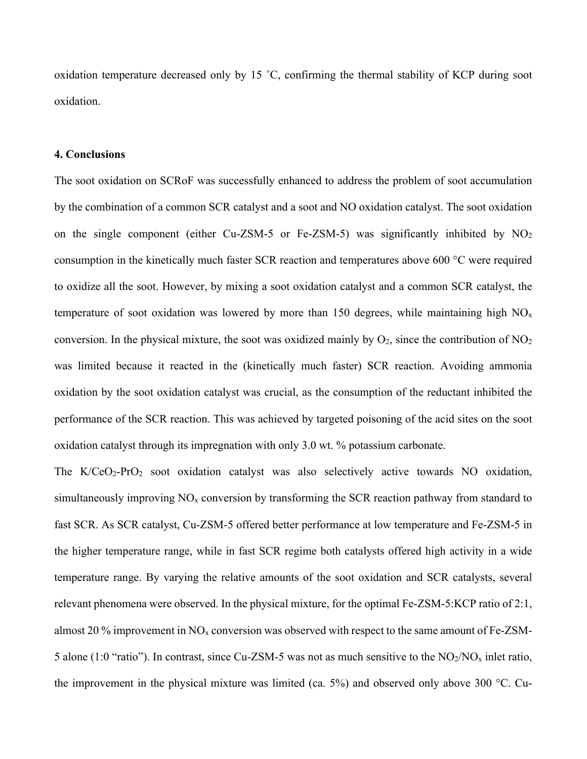oxidation temperature decreased only by 15 ˚C, confirming the thermal stability of KCP during soot oxidation.

## 4. Conclusions

The soot oxidation on SCRoF was successfully enhanced to address the problem of soot accumulation by the combination of a common SCR catalyst and a soot and NO oxidation catalyst. The soot oxidation on the single component (either Cu-ZSM-5 or Fe-ZSM-5) was significantly inhibited by $NO_2$ consumption in the kinetically much faster SCR reaction and temperatures above 600 °C were required to oxidize all the soot. However, by mixing a soot oxidation catalyst and a common SCR catalyst, the temperature of soot oxidation was lowered by more than 150 degrees, while maintaining high $NO_x$ conversion. In the physical mixture, the soot was oxidized mainly by $O_2$, since the contribution of $NO_2$ was limited because it reacted in the (kinetically much faster) SCR reaction. Avoiding ammonia oxidation by the soot oxidation catalyst was crucial, as the consumption of the reductant inhibited the performance of the SCR reaction. This was achieved by targeted poisoning of the acid sites on the soot oxidation catalyst through its impregnation with only 3.0 wt. % potassium carbonate.

The K/$CeO_2$-$PrO_2$ soot oxidation catalyst was also selectively active towards NO oxidation, simultaneously improving $NO_x$ conversion by transforming the SCR reaction pathway from standard to fast SCR. As SCR catalyst, Cu-ZSM-5 offered better performance at low temperature and Fe-ZSM-5 in the higher temperature range, while in fast SCR regime both catalysts offered high activity in a wide temperature range. By varying the relative amounts of the soot oxidation and SCR catalysts, several relevant phenomena were observed. In the physical mixture, for the optimal Fe-ZSM-5:KCP ratio of 2:1, almost 20 % improvement in $NO_x$ conversion was observed with respect to the same amount of Fe-ZSM-5 alone (1:0 "ratio"). In contrast, since Cu-ZSM-5 was not as much sensitive to the $NO_2/NO_x$ inlet ratio, the improvement in the physical mixture was limited (ca. 5%) and observed only above 300 °C. Cu-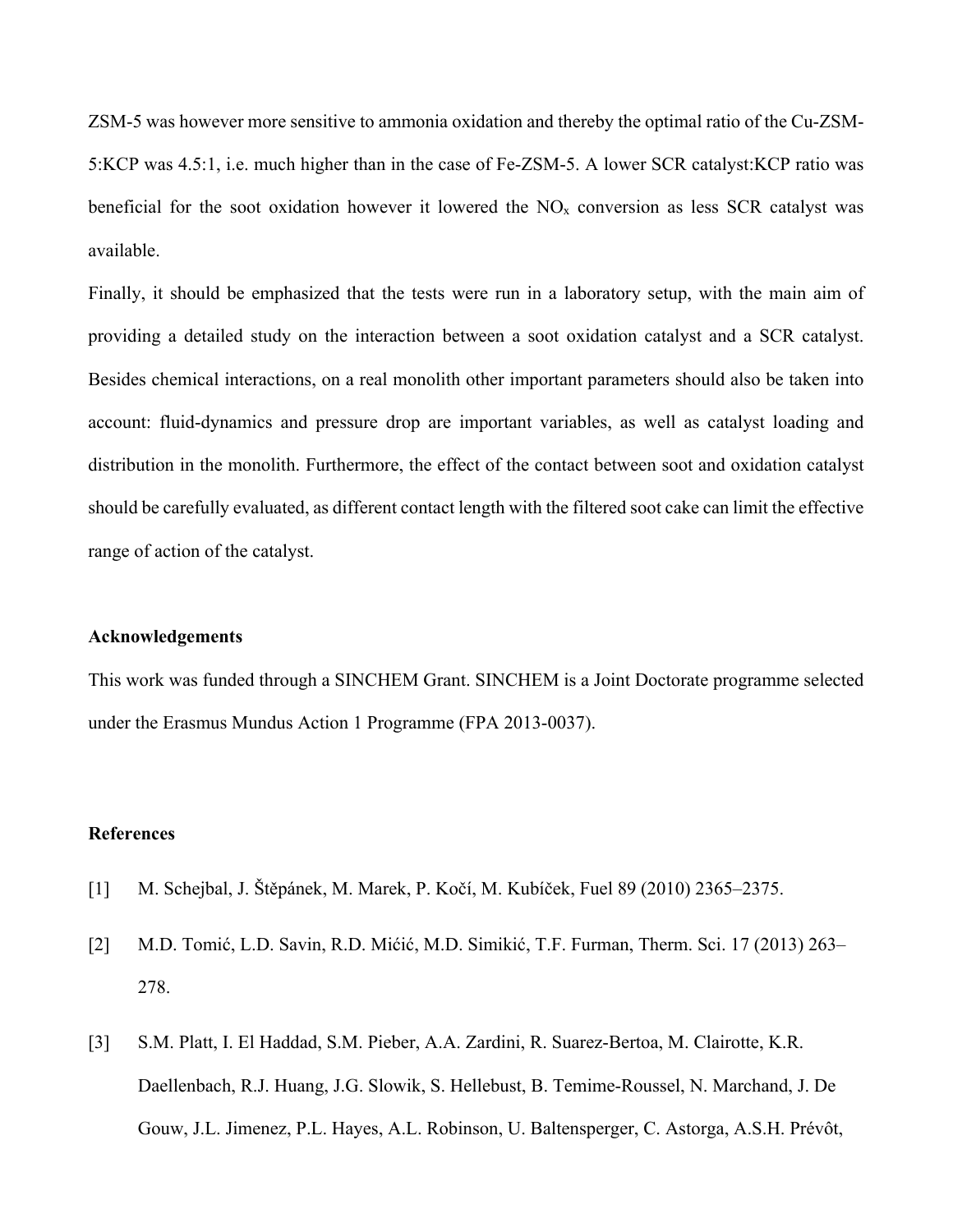ZSM-5 was however more sensitive to ammonia oxidation and thereby the optimal ratio of the Cu-ZSM-5:KCP was 4.5:1, i.e. much higher than in the case of Fe-ZSM-5. A lower SCR catalyst:KCP ratio was beneficial for the soot oxidation however it lowered the $NO_x$ conversion as less SCR catalyst was available.

Finally, it should be emphasized that the tests were run in a laboratory setup, with the main aim of providing a detailed study on the interaction between a soot oxidation catalyst and a SCR catalyst. Besides chemical interactions, on a real monolith other important parameters should also be taken into account: fluid-dynamics and pressure drop are important variables, as well as catalyst loading and distribution in the monolith. Furthermore, the effect of the contact between soot and oxidation catalyst should be carefully evaluated, as different contact length with the filtered soot cake can limit the effective range of action of the catalyst.

## Acknowledgements

This work was funded through a SINCHEM Grant. SINCHEM is a Joint Doctorate programme selected under the Erasmus Mundus Action 1 Programme (FPA 2013-0037).

## References

[1] M. Schejbal, J. Štěpánek, M. Marek, P. Kočí, M. Kubíček, Fuel 89 (2010) 2365–2375.

[2] M.D. Tomić, L.D. Savin, R.D. Mićić, M.D. Simikić, T.F. Furman, Therm. Sci. 17 (2013) 263–278.

[3] S.M. Platt, I. El Haddad, S.M. Pieber, A.A. Zardini, R. Suarez-Bertoa, M. Clairotte, K.R. Daellenbach, R.J. Huang, J.G. Slowik, S. Hellebust, B. Temime-Roussel, N. Marchand, J. De Gouw, J.L. Jimenez, P.L. Hayes, A.L. Robinson, U. Baltensperger, C. Astorga, A.S.H. Prévôt,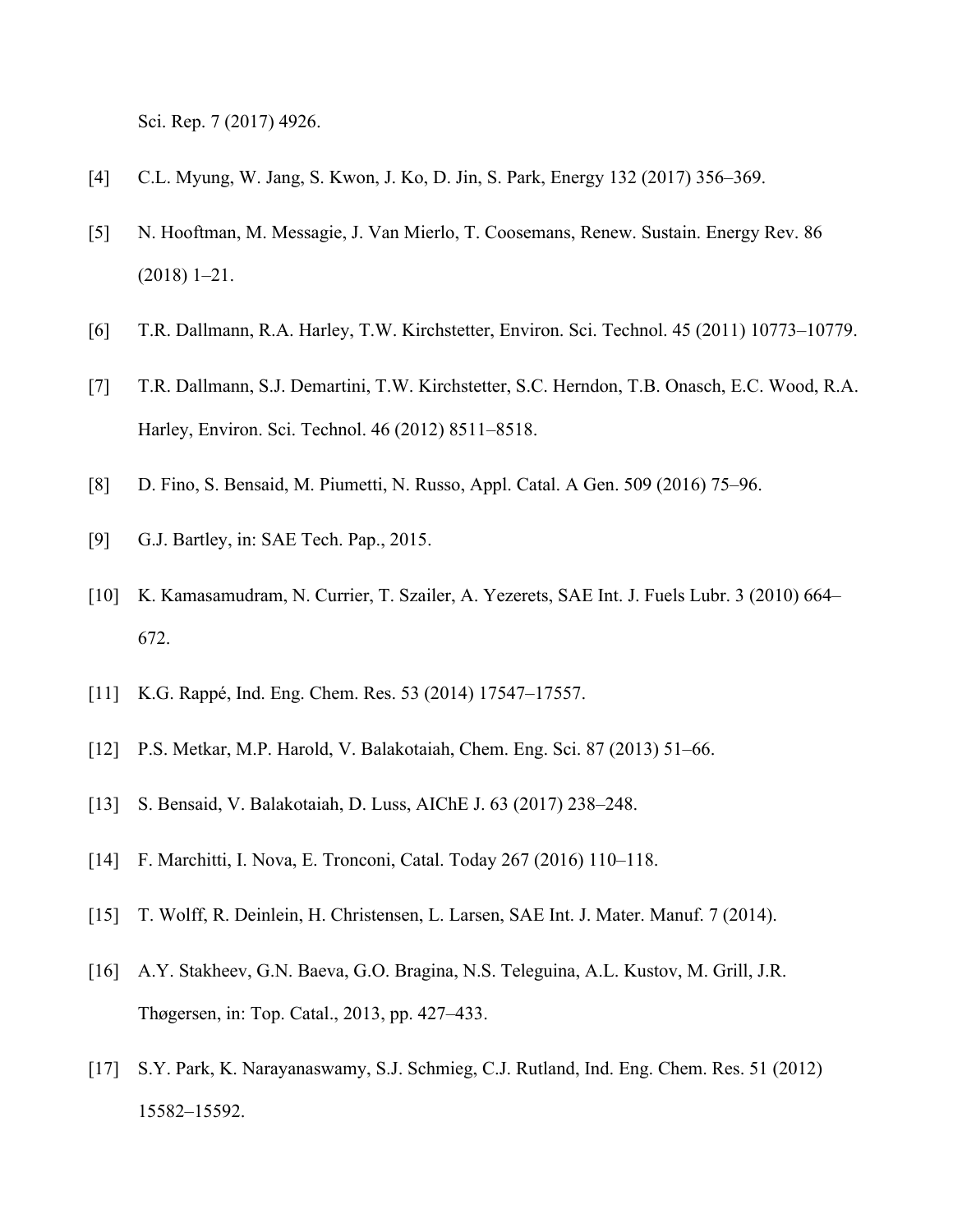Sci. Rep. 7 (2017) 4926.

[4] C.L. Myung, W. Jang, S. Kwon, J. Ko, D. Jin, S. Park, Energy 132 (2017) 356–369.

[5] N. Hooftman, M. Messagie, J. Van Mierlo, T. Coosemans, Renew. Sustain. Energy Rev. 86 (2018) 1–21.

[6] T.R. Dallmann, R.A. Harley, T.W. Kirchstetter, Environ. Sci. Technol. 45 (2011) 10773–10779.

[7] T.R. Dallmann, S.J. Demartini, T.W. Kirchstetter, S.C. Herndon, T.B. Onasch, E.C. Wood, R.A. Harley, Environ. Sci. Technol. 46 (2012) 8511–8518.

[8] D. Fino, S. Bensaid, M. Piumetti, N. Russo, Appl. Catal. A Gen. 509 (2016) 75–96.

[9] G.J. Bartley, in: SAE Tech. Pap., 2015.

[10] K. Kamasamudram, N. Currier, T. Szailer, A. Yezerets, SAE Int. J. Fuels Lubr. 3 (2010) 664–672.

[11] K.G. Rappé, Ind. Eng. Chem. Res. 53 (2014) 17547–17557.

[12] P.S. Metkar, M.P. Harold, V. Balakotaiah, Chem. Eng. Sci. 87 (2013) 51–66.

[13] S. Bensaid, V. Balakotaiah, D. Luss, AIChE J. 63 (2017) 238–248.

[14] F. Marchitti, I. Nova, E. Tronconi, Catal. Today 267 (2016) 110–118.

[15] T. Wolff, R. Deinlein, H. Christensen, L. Larsen, SAE Int. J. Mater. Manuf. 7 (2014).

[16] A.Y. Stakheev, G.N. Baeva, G.O. Bragina, N.S. Teleguina, A.L. Kustov, M. Grill, J.R. Thøgersen, in: Top. Catal., 2013, pp. 427–433.

[17] S.Y. Park, K. Narayanaswamy, S.J. Schmieg, C.J. Rutland, Ind. Eng. Chem. Res. 51 (2012) 15582–15592.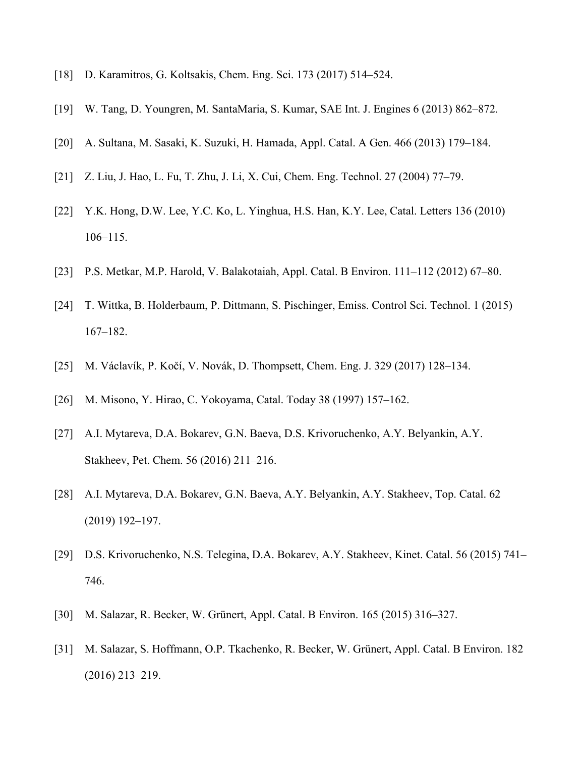[18] D. Karamitros, G. Koltsakis, Chem. Eng. Sci. 173 (2017) 514–524.

[19] W. Tang, D. Youngren, M. SantaMaria, S. Kumar, SAE Int. J. Engines 6 (2013) 862–872.

[20] A. Sultana, M. Sasaki, K. Suzuki, H. Hamada, Appl. Catal. A Gen. 466 (2013) 179–184.

[21] Z. Liu, J. Hao, L. Fu, T. Zhu, J. Li, X. Cui, Chem. Eng. Technol. 27 (2004) 77–79.

[22] Y.K. Hong, D.W. Lee, Y.C. Ko, L. Yinghua, H.S. Han, K.Y. Lee, Catal. Letters 136 (2010) 106–115.

[23] P.S. Metkar, M.P. Harold, V. Balakotaiah, Appl. Catal. B Environ. 111–112 (2012) 67–80.

[24] T. Wittka, B. Holderbaum, P. Dittmann, S. Pischinger, Emiss. Control Sci. Technol. 1 (2015) 167–182.

[25] M. Václavík, P. Kočí, V. Novák, D. Thompsett, Chem. Eng. J. 329 (2017) 128–134.

[26] M. Misono, Y. Hirao, C. Yokoyama, Catal. Today 38 (1997) 157–162.

[27] A.I. Mytareva, D.A. Bokarev, G.N. Baeva, D.S. Krivoruchenko, A.Y. Belyankin, A.Y. Stakheev, Pet. Chem. 56 (2016) 211–216.

[28] A.I. Mytareva, D.A. Bokarev, G.N. Baeva, A.Y. Belyankin, A.Y. Stakheev, Top. Catal. 62 (2019) 192–197.

[29] D.S. Krivoruchenko, N.S. Telegina, D.A. Bokarev, A.Y. Stakheev, Kinet. Catal. 56 (2015) 741–746.

[30] M. Salazar, R. Becker, W. Grünert, Appl. Catal. B Environ. 165 (2015) 316–327.

[31] M. Salazar, S. Hoffmann, O.P. Tkachenko, R. Becker, W. Grünert, Appl. Catal. B Environ. 182 (2016) 213–219.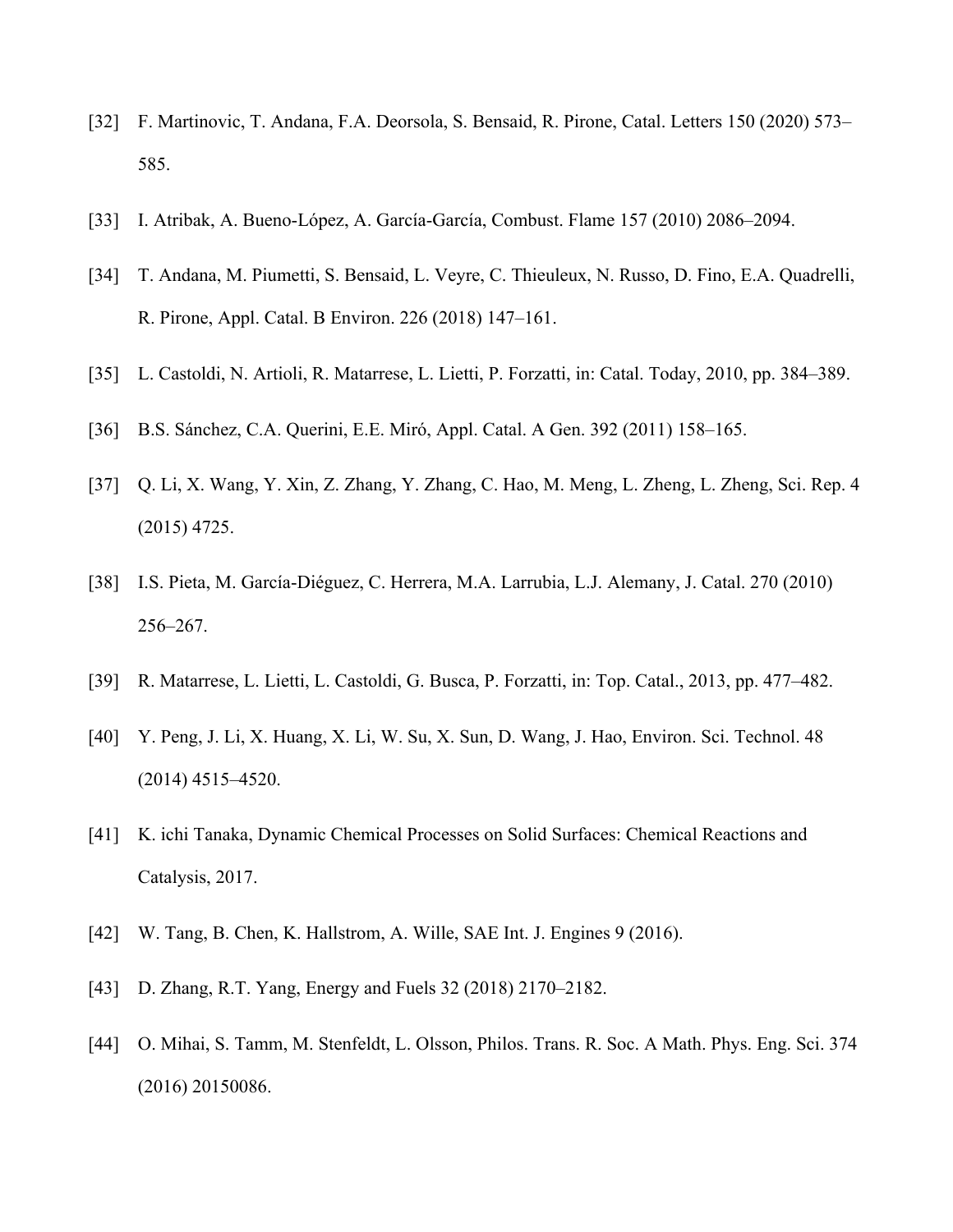[32] F. Martinovic, T. Andana, F.A. Deorsola, S. Bensaid, R. Pirone, Catal. Letters 150 (2020) 573–585.

[33] I. Atribak, A. Bueno-López, A. García-García, Combust. Flame 157 (2010) 2086–2094.

[34] T. Andana, M. Piumetti, S. Bensaid, L. Veyre, C. Thieuleux, N. Russo, D. Fino, E.A. Quadrelli, R. Pirone, Appl. Catal. B Environ. 226 (2018) 147–161.

[35] L. Castoldi, N. Artioli, R. Matarrese, L. Lietti, P. Forzatti, in: Catal. Today, 2010, pp. 384–389.

[36] B.S. Sánchez, C.A. Querini, E.E. Miró, Appl. Catal. A Gen. 392 (2011) 158–165.

[37] Q. Li, X. Wang, Y. Xin, Z. Zhang, Y. Zhang, C. Hao, M. Meng, L. Zheng, L. Zheng, Sci. Rep. 4 (2015) 4725.

[38] I.S. Pieta, M. García-Diéguez, C. Herrera, M.A. Larrubia, L.J. Alemany, J. Catal. 270 (2010) 256–267.

[39] R. Matarrese, L. Lietti, L. Castoldi, G. Busca, P. Forzatti, in: Top. Catal., 2013, pp. 477–482.

[40] Y. Peng, J. Li, X. Huang, X. Li, W. Su, X. Sun, D. Wang, J. Hao, Environ. Sci. Technol. 48 (2014) 4515–4520.

[41] K. ichi Tanaka, Dynamic Chemical Processes on Solid Surfaces: Chemical Reactions and Catalysis, 2017.

[42] W. Tang, B. Chen, K. Hallstrom, A. Wille, SAE Int. J. Engines 9 (2016).

[43] D. Zhang, R.T. Yang, Energy and Fuels 32 (2018) 2170–2182.

[44] O. Mihai, S. Tamm, M. Stenfeldt, L. Olsson, Philos. Trans. R. Soc. A Math. Phys. Eng. Sci. 374 (2016) 20150086.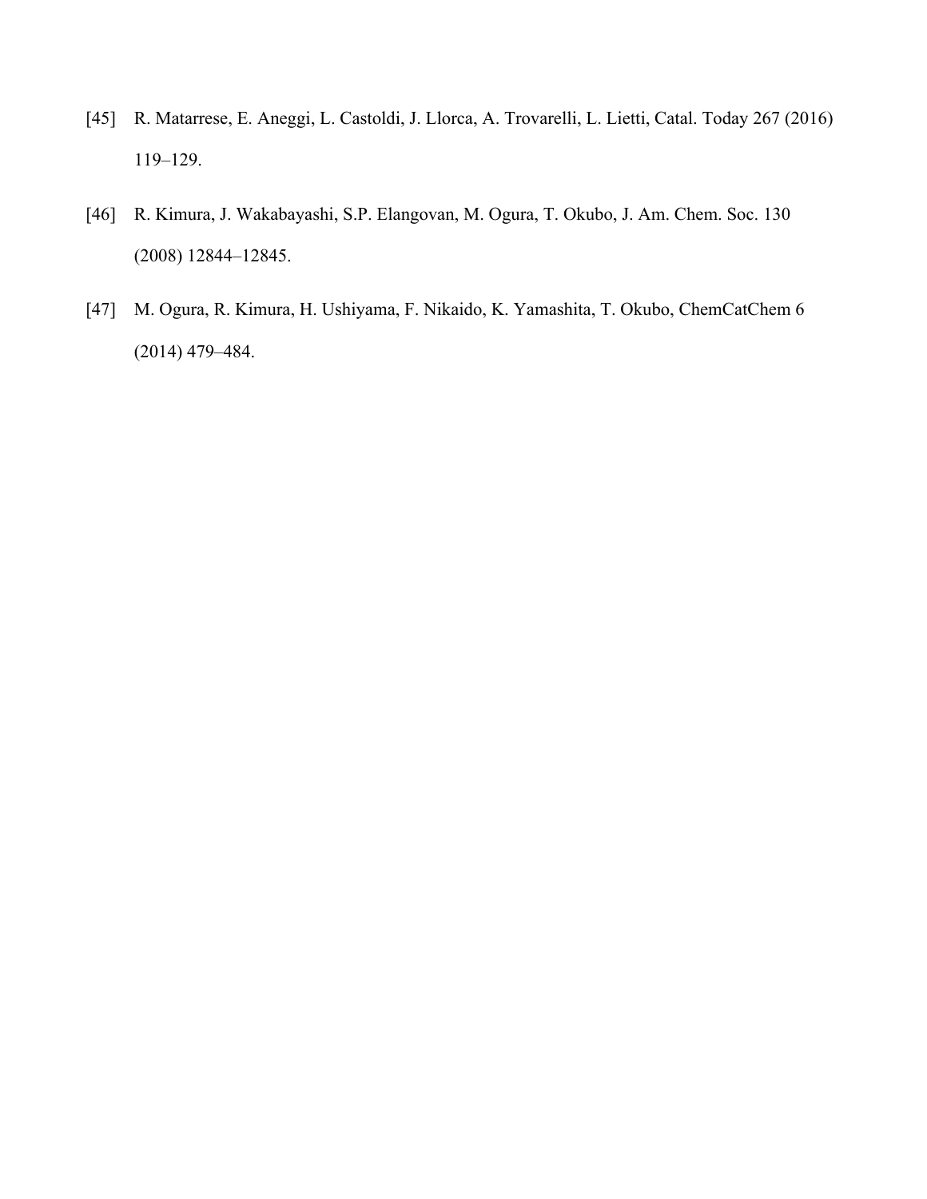[45] R. Matarrese, E. Aneggi, L. Castoldi, J. Llorca, A. Trovarelli, L. Lietti, Catal. Today 267 (2016) 119–129.

[46] R. Kimura, J. Wakabayashi, S.P. Elangovan, M. Ogura, T. Okubo, J. Am. Chem. Soc. 130 (2008) 12844–12845.

[47] M. Ogura, R. Kimura, H. Ushiyama, F. Nikaido, K. Yamashita, T. Okubo, ChemCatChem 6 (2014) 479–484.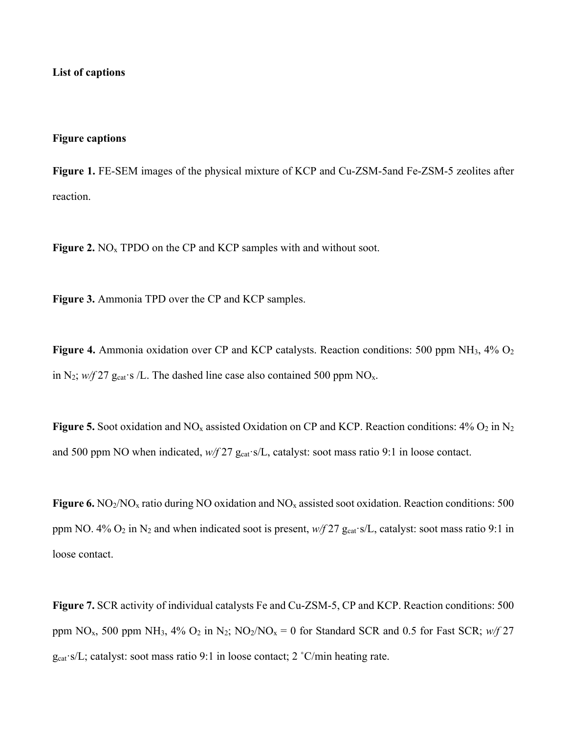**List of captions**

**Figure captions**

**Figure 1.** FE-SEM images of the physical mixture of KCP and Cu-ZSM-5and Fe-ZSM-5 zeolites after reaction.

**Figure 2.** $NO_x$ TPDO on the CP and KCP samples with and without soot.

**Figure 3.** Ammonia TPD over the CP and KCP samples.

**Figure 4.** Ammonia oxidation over CP and KCP catalysts. Reaction conditions: 500 ppm $NH_3$, 4% $O_2$ in $N_2$; *w/f* 27 $g_{cat}·s$ /L. The dashed line case also contained 500 ppm $NO_x$.

**Figure 5.** Soot oxidation and $NO_x$ assisted Oxidation on CP and KCP. Reaction conditions: 4% $O_2$ in $N_2$ and 500 ppm NO when indicated, *w/f* 27 $g_{cat}·s$/L, catalyst: soot mass ratio 9:1 in loose contact.

**Figure 6.** $NO_2/NO_x$ ratio during NO oxidation and $NO_x$ assisted soot oxidation. Reaction conditions: 500 ppm NO. 4% $O_2$ in $N_2$ and when indicated soot is present, *w/f* 27 $g_{cat}·s$/L, catalyst: soot mass ratio 9:1 in loose contact.

**Figure 7.** SCR activity of individual catalysts Fe and Cu-ZSM-5, CP and KCP. Reaction conditions: 500 ppm $NO_x$, 500 ppm $NH_3$, 4% $O_2$ in $N_2$; $NO_2/NO_x$ = 0 for Standard SCR and 0.5 for Fast SCR; *w/f* 27 $g_{cat}·s$/L; catalyst: soot mass ratio 9:1 in loose contact; 2 °C/min heating rate.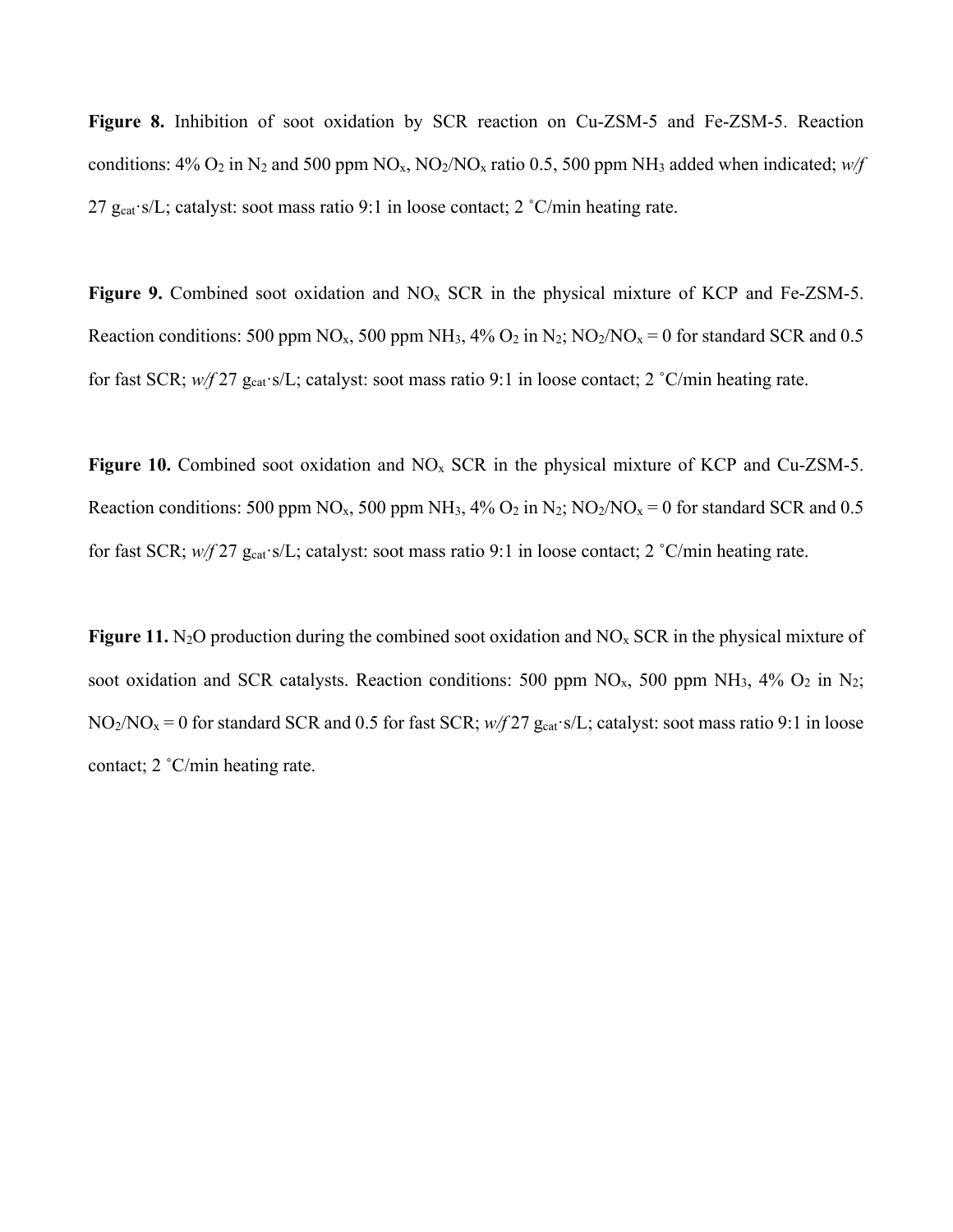**Figure 8.** Inhibition of soot oxidation by SCR reaction on Cu-ZSM-5 and Fe-ZSM-5. Reaction conditions: 4% $O_2$ in $N_2$ and 500 ppm $NO_x$, $NO_2/NO_x$ ratio 0.5, 500 ppm $NH_3$ added when indicated; *w/f* 27 $g_{cat}{\cdot}s/L$; catalyst: soot mass ratio 9:1 in loose contact; 2 ˚C/min heating rate.

**Figure 9.** Combined soot oxidation and $NO_x$ SCR in the physical mixture of KCP and Fe-ZSM-5. Reaction conditions: 500 ppm $NO_x$, 500 ppm $NH_3$, 4% $O_2$ in $N_2$; $NO_2/NO_x$ = 0 for standard SCR and 0.5 for fast SCR; *w/f* 27 $g_{cat}{\cdot}s/L$; catalyst: soot mass ratio 9:1 in loose contact; 2 ˚C/min heating rate.

**Figure 10.** Combined soot oxidation and $NO_x$ SCR in the physical mixture of KCP and Cu-ZSM-5. Reaction conditions: 500 ppm $NO_x$, 500 ppm $NH_3$, 4% $O_2$ in $N_2$; $NO_2/NO_x$ = 0 for standard SCR and 0.5 for fast SCR; *w/f* 27 $g_{cat}{\cdot}s/L$; catalyst: soot mass ratio 9:1 in loose contact; 2 ˚C/min heating rate.

**Figure 11.** $N_2O$ production during the combined soot oxidation and $NO_x$ SCR in the physical mixture of soot oxidation and SCR catalysts. Reaction conditions: 500 ppm $NO_x$, 500 ppm $NH_3$, 4% $O_2$ in $N_2$; $NO_2/NO_x$ = 0 for standard SCR and 0.5 for fast SCR; *w/f* 27 $g_{cat}{\cdot}s/L$; catalyst: soot mass ratio 9:1 in loose contact; 2 ˚C/min heating rate.